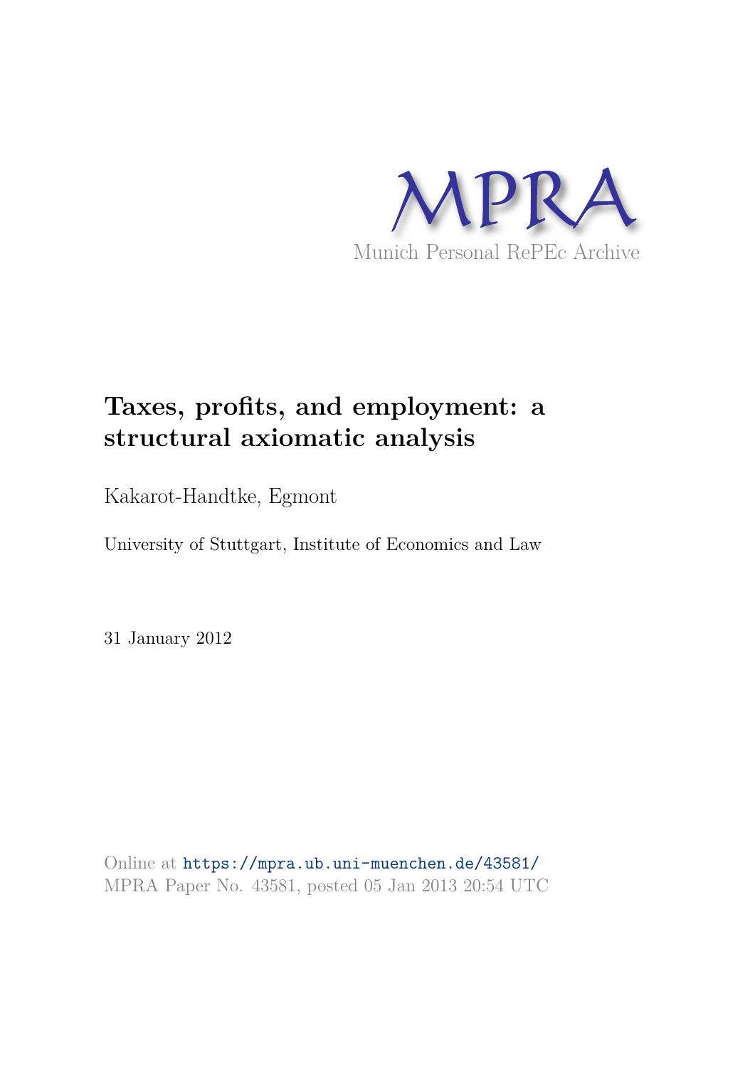MPRA

Munich Personal RePEc Archive

# Taxes, profits, and employment: a structural axiomatic analysis

Kakarot-Handtke, Egmont

University of Stuttgart, Institute of Economics and Law

31 January 2012

Online at https://mpra.ub.uni-muenchen.de/43581/
MPRA Paper No. 43581, posted 05 Jan 2013 20:54 UTC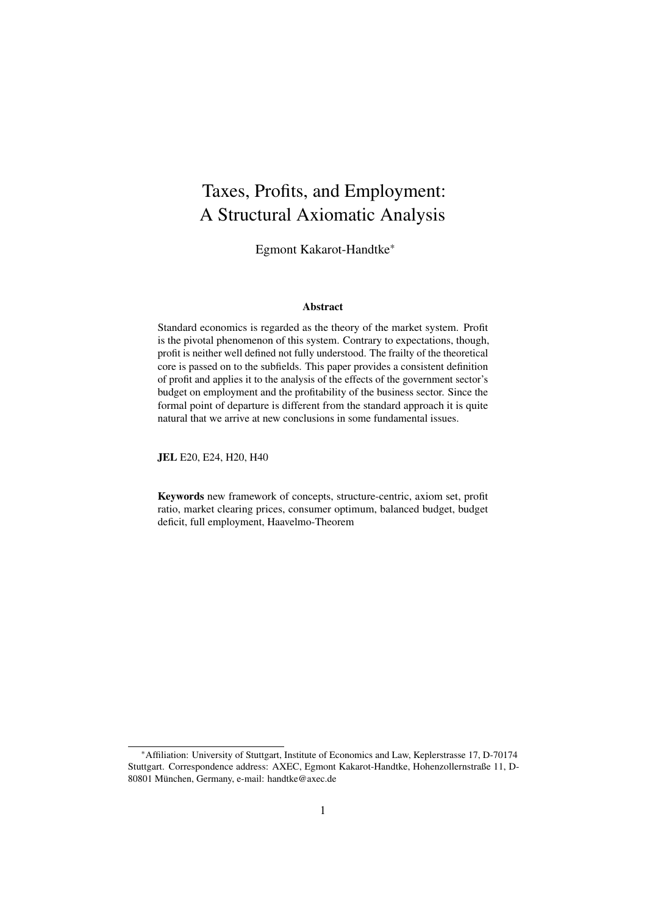# Taxes, Profits, and Employment: A Structural Axiomatic Analysis

Egmont Kakarot-Handtke*

### Abstract

Standard economics is regarded as the theory of the market system. Profit is the pivotal phenomenon of this system. Contrary to expectations, though, profit is neither well defined not fully understood. The frailty of the theoretical core is passed on to the subfields. This paper provides a consistent definition of profit and applies it to the analysis of the effects of the government sector's budget on employment and the profitability of the business sector. Since the formal point of departure is different from the standard approach it is quite natural that we arrive at new conclusions in some fundamental issues.

**JEL** E20, E24, H20, H40

**Keywords** new framework of concepts, structure-centric, axiom set, profit ratio, market clearing prices, consumer optimum, balanced budget, budget deficit, full employment, Haavelmo-Theorem

---

*Affiliation: University of Stuttgart, Institute of Economics and Law, Keplerstrasse 17, D-70174 Stuttgart. Correspondence address: AXEC, Egmont Kakarot-Handtke, Hohenzollernstraße 11, D-80801 München, Germany, e-mail: handtke@axec.de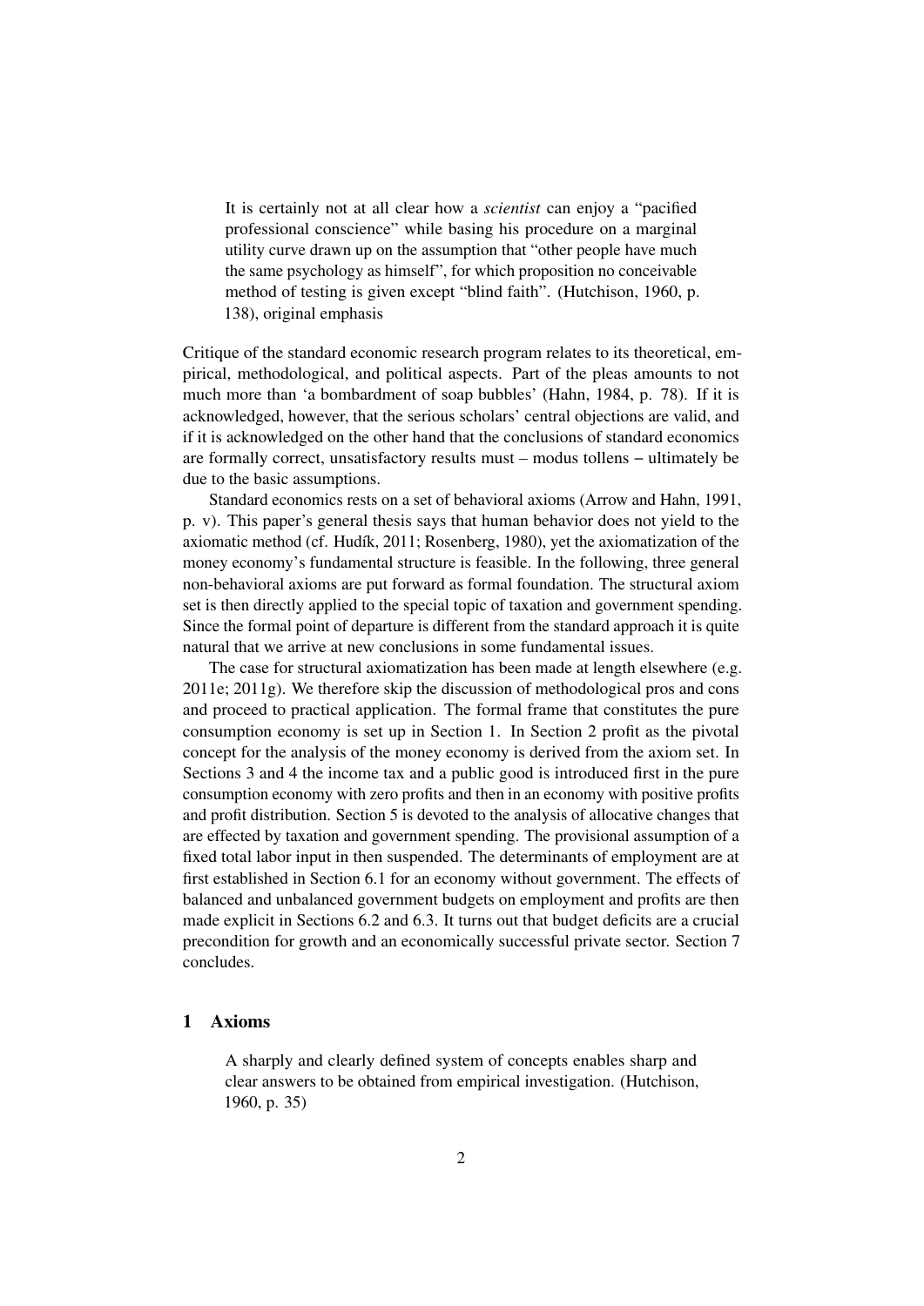> It is certainly not at all clear how a *scientist* can enjoy a "pacified professional conscience" while basing his procedure on a marginal utility curve drawn up on the assumption that "other people have much the same psychology as himself", for which proposition no conceivable method of testing is given except "blind faith". (Hutchison, 1960, p. 138), original emphasis

Critique of the standard economic research program relates to its theoretical, empirical, methodological, and political aspects. Part of the pleas amounts to not much more than 'a bombardment of soap bubbles' (Hahn, 1984, p. 78). If it is acknowledged, however, that the serious scholars' central objections are valid, and if it is acknowledged on the other hand that the conclusions of standard economics are formally correct, unsatisfactory results must – modus tollens – ultimately be due to the basic assumptions.

Standard economics rests on a set of behavioral axioms (Arrow and Hahn, 1991, p. v). This paper's general thesis says that human behavior does not yield to the axiomatic method (cf. Hudík, 2011; Rosenberg, 1980), yet the axiomatization of the money economy's fundamental structure is feasible. In the following, three general non-behavioral axioms are put forward as formal foundation. The structural axiom set is then directly applied to the special topic of taxation and government spending. Since the formal point of departure is different from the standard approach it is quite natural that we arrive at new conclusions in some fundamental issues.

The case for structural axiomatization has been made at length elsewhere (e.g. 2011e; 2011g). We therefore skip the discussion of methodological pros and cons and proceed to practical application. The formal frame that constitutes the pure consumption economy is set up in Section 1. In Section 2 profit as the pivotal concept for the analysis of the money economy is derived from the axiom set. In Sections 3 and 4 the income tax and a public good is introduced first in the pure consumption economy with zero profits and then in an economy with positive profits and profit distribution. Section 5 is devoted to the analysis of allocative changes that are effected by taxation and government spending. The provisional assumption of a fixed total labor input in then suspended. The determinants of employment are at first established in Section 6.1 for an economy without government. The effects of balanced and unbalanced government budgets on employment and profits are then made explicit in Sections 6.2 and 6.3. It turns out that budget deficits are a crucial precondition for growth and an economically successful private sector. Section 7 concludes.

## 1 Axioms

> A sharply and clearly defined system of concepts enables sharp and clear answers to be obtained from empirical investigation. (Hutchison, 1960, p. 35)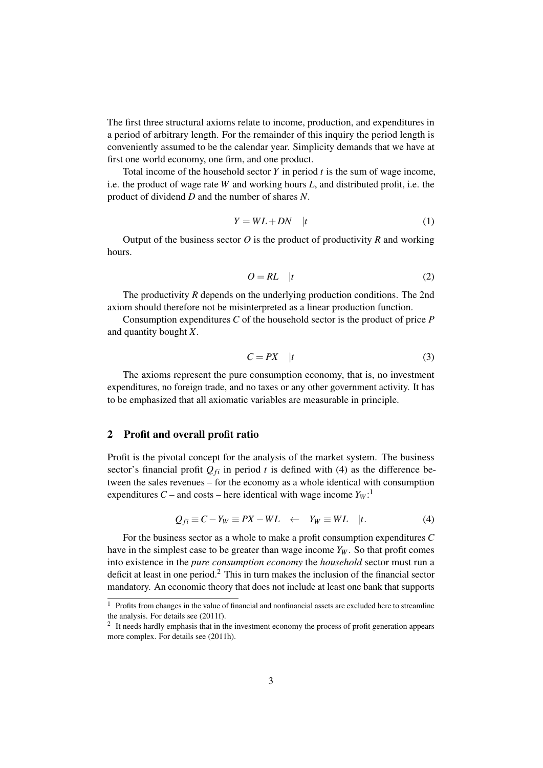The first three structural axioms relate to income, production, and expenditures in a period of arbitrary length. For the remainder of this inquiry the period length is conveniently assumed to be the calendar year. Simplicity demands that we have at first one world economy, one firm, and one product.

Total income of the household sector $Y$ in period $t$ is the sum of wage income, i.e. the product of wage rate $W$ and working hours $L$, and distributed profit, i.e. the product of dividend $D$ and the number of shares $N$.

$$Y = WL + DN \quad |t \tag{1}$$

Output of the business sector $O$ is the product of productivity $R$ and working hours.

$$O = RL \quad |t \tag{2}$$

The productivity $R$ depends on the underlying production conditions. The 2nd axiom should therefore not be misinterpreted as a linear production function.

Consumption expenditures $C$ of the household sector is the product of price $P$ and quantity bought $X$.

$$C = PX \quad |t \tag{3}$$

The axioms represent the pure consumption economy, that is, no investment expenditures, no foreign trade, and no taxes or any other government activity. It has to be emphasized that all axiomatic variables are measurable in principle.

## 2 Profit and overall profit ratio

Profit is the pivotal concept for the analysis of the market system. The business sector's financial profit $Q_{fi}$ in period $t$ is defined with (4) as the difference between the sales revenues – for the economy as a whole identical with consumption expenditures $C$ – and costs – here identical with wage income $Y_W$:[1]

$$Q_{fi} \equiv C - Y_W \equiv PX - WL \quad \leftarrow \quad Y_W \equiv WL \quad |t. \tag{4}$$

For the business sector as a whole to make a profit consumption expenditures $C$ have in the simplest case to be greater than wage income $Y_W$. So that profit comes into existence in the *pure consumption economy* the *household* sector must run a deficit at least in one period.[2] This in turn makes the inclusion of the financial sector mandatory. An economic theory that does not include at least one bank that supports

[1] Profits from changes in the value of financial and nonfinancial assets are excluded here to streamline the analysis. For details see (2011f).

[2] It needs hardly emphasis that in the investment economy the process of profit generation appears more complex. For details see (2011h).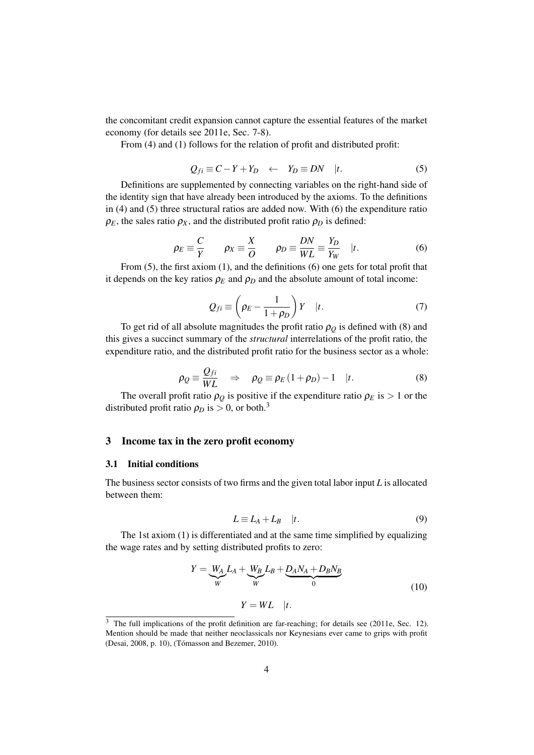the concomitant credit expansion cannot capture the essential features of the market economy (for details see 2011e, Sec. 7-8).

From (4) and (1) follows for the relation of profit and distributed profit:

$$Q_{fi} \equiv C - Y + Y_D \quad \leftarrow \quad Y_D \equiv DN \quad |t. \tag{5}$$

Definitions are supplemented by connecting variables on the right-hand side of the identity sign that have already been introduced by the axioms. To the definitions in (4) and (5) three structural ratios are added now. With (6) the expenditure ratio $\rho_E$, the sales ratio $\rho_X$, and the distributed profit ratio $\rho_D$ is defined:

$$\rho_E \equiv \frac{C}{Y} \qquad \rho_X \equiv \frac{X}{O} \qquad \rho_D \equiv \frac{DN}{WL} \equiv \frac{Y_D}{Y_W} \quad |t. \tag{6}$$

From (5), the first axiom (1), and the definitions (6) one gets for total profit that it depends on the key ratios $\rho_E$ and $\rho_D$ and the absolute amount of total income:

$$Q_{fi} \equiv \left(\rho_E - \frac{1}{1+\rho_D}\right) Y \quad |t. \tag{7}$$

To get rid of all absolute magnitudes the profit ratio $\rho_Q$ is defined with (8) and this gives a succinct summary of the *structural* interrelations of the profit ratio, the expenditure ratio, and the distributed profit ratio for the business sector as a whole:

$$\rho_Q \equiv \frac{Q_{fi}}{WL} \quad \Rightarrow \quad \rho_Q \equiv \rho_E \left(1 + \rho_D\right) - 1 \quad |t. \tag{8}$$

The overall profit ratio $\rho_Q$ is positive if the expenditure ratio $\rho_E$ is $> 1$ or the distributed profit ratio $\rho_D$ is $> 0$, or both.[3]

## 3 Income tax in the zero profit economy

### 3.1 Initial conditions

The business sector consists of two firms and the given total labor input $L$ is allocated between them:

$$L \equiv L_A + L_B \quad |t. \tag{9}$$

The 1st axiom (1) is differentiated and at the same time simplified by equalizing the wage rates and by setting distributed profits to zero:

$$\begin{aligned} Y &= \underbrace{W_A}_{W} L_A + \underbrace{W_B}_{W} L_B + \underbrace{D_A N_A + D_B N_B}_{0} \\ Y &= WL \quad |t. \end{aligned} \tag{10}$$

[3] The full implications of the profit definition are far-reaching; for details see (2011e, Sec. 12). Mention should be made that neither neoclassicals nor Keynesians ever came to grips with profit (Desai, 2008, p. 10), (Tómasson and Bezemer, 2010).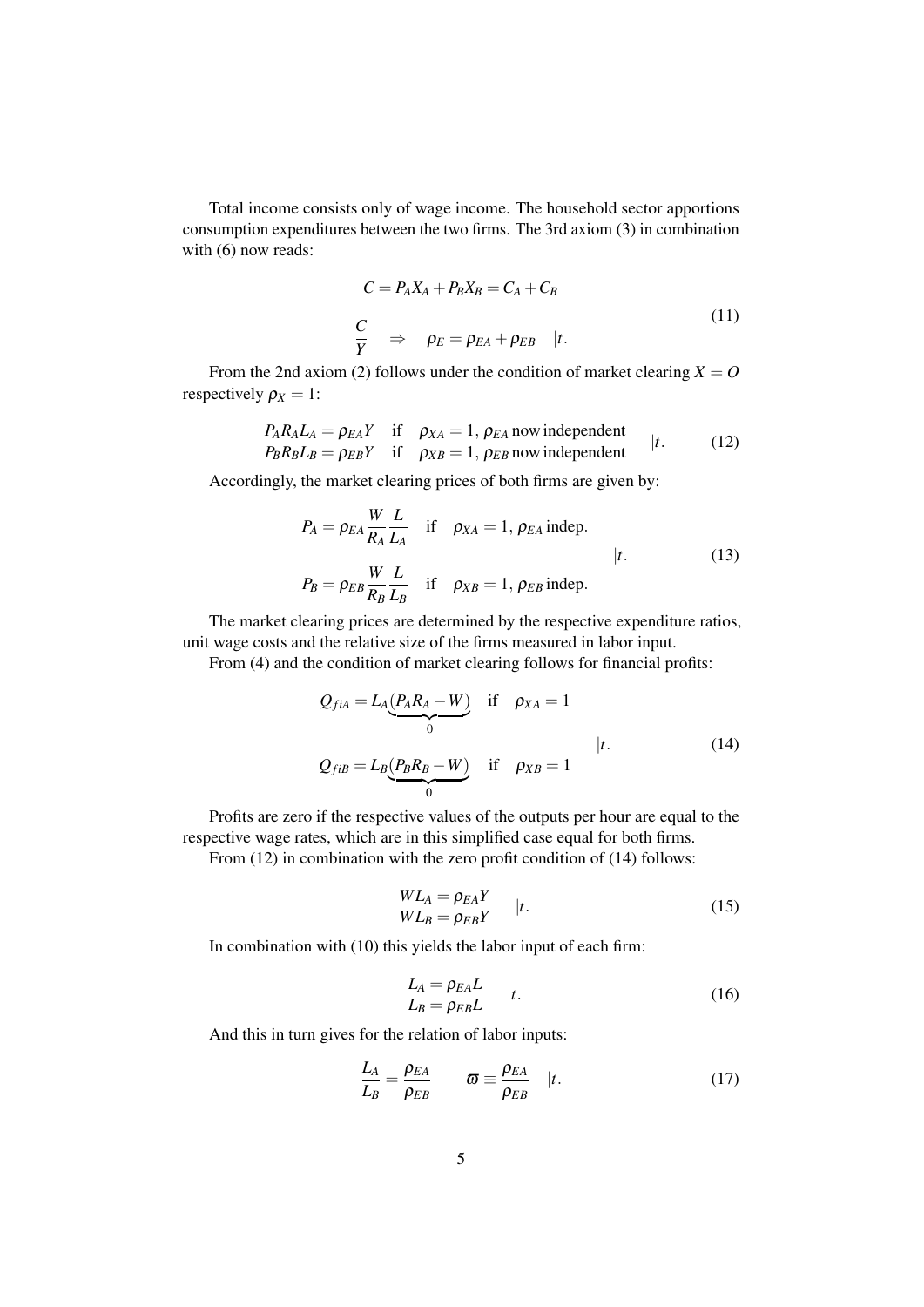Total income consists only of wage income. The household sector apportions consumption expenditures between the two firms. The 3rd axiom (3) in combination with (6) now reads:

$$
\begin{aligned}
&C = P_A X_A + P_B X_B = C_A + C_B \\
&\frac{C}{Y} \quad \Rightarrow \quad \rho_E = \rho_{EA} + \rho_{EB} \quad |t.
\end{aligned}
\tag{11}
$$

From the 2nd axiom (2) follows under the condition of market clearing $X = O$ respectively $\rho_X = 1$:

$$
\begin{aligned}
P_A R_A L_A &= \rho_{EA} Y \quad \text{if} \quad \rho_{XA} = 1,\, \rho_{EA}\,\text{now independent} \\
P_B R_B L_B &= \rho_{EB} Y \quad \text{if} \quad \rho_{XB} = 1,\, \rho_{EB}\,\text{now independent}
\end{aligned}
\quad |t.
\tag{12}
$$

Accordingly, the market clearing prices of both firms are given by:

$$
\begin{aligned}
P_A &= \rho_{EA} \frac{W}{R_A} \frac{L}{L_A} \quad \text{if} \quad \rho_{XA} = 1,\, \rho_{EA}\,\text{indep.} \\
P_B &= \rho_{EB} \frac{W}{R_B} \frac{L}{L_B} \quad \text{if} \quad \rho_{XB} = 1,\, \rho_{EB}\,\text{indep.}
\end{aligned}
\quad |t.
\tag{13}
$$

The market clearing prices are determined by the respective expenditure ratios, unit wage costs and the relative size of the firms measured in labor input.

From (4) and the condition of market clearing follows for financial profits:

$$
\begin{aligned}
Q_{fiA} &= L_A \underbrace{(P_A R_A - W)}_{0} \quad \text{if} \quad \rho_{XA} = 1 \\
Q_{fiB} &= L_B \underbrace{(P_B R_B - W)}_{0} \quad \text{if} \quad \rho_{XB} = 1
\end{aligned}
\quad |t.
\tag{14}
$$

Profits are zero if the respective values of the outputs per hour are equal to the respective wage rates, which are in this simplified case equal for both firms.

From (12) in combination with the zero profit condition of (14) follows:

$$
\begin{aligned}
W L_A &= \rho_{EA} Y \\
W L_B &= \rho_{EB} Y
\end{aligned}
\quad |t.
\tag{15}
$$

In combination with (10) this yields the labor input of each firm:

$$
\begin{aligned}
L_A &= \rho_{EA} L \\
L_B &= \rho_{EB} L
\end{aligned}
\quad |t.
\tag{16}
$$

And this in turn gives for the relation of labor inputs:

$$
\frac{L_A}{L_B} = \frac{\rho_{EA}}{\rho_{EB}} \qquad \varpi \equiv \frac{\rho_{EA}}{\rho_{EB}} \quad |t.
\tag{17}
$$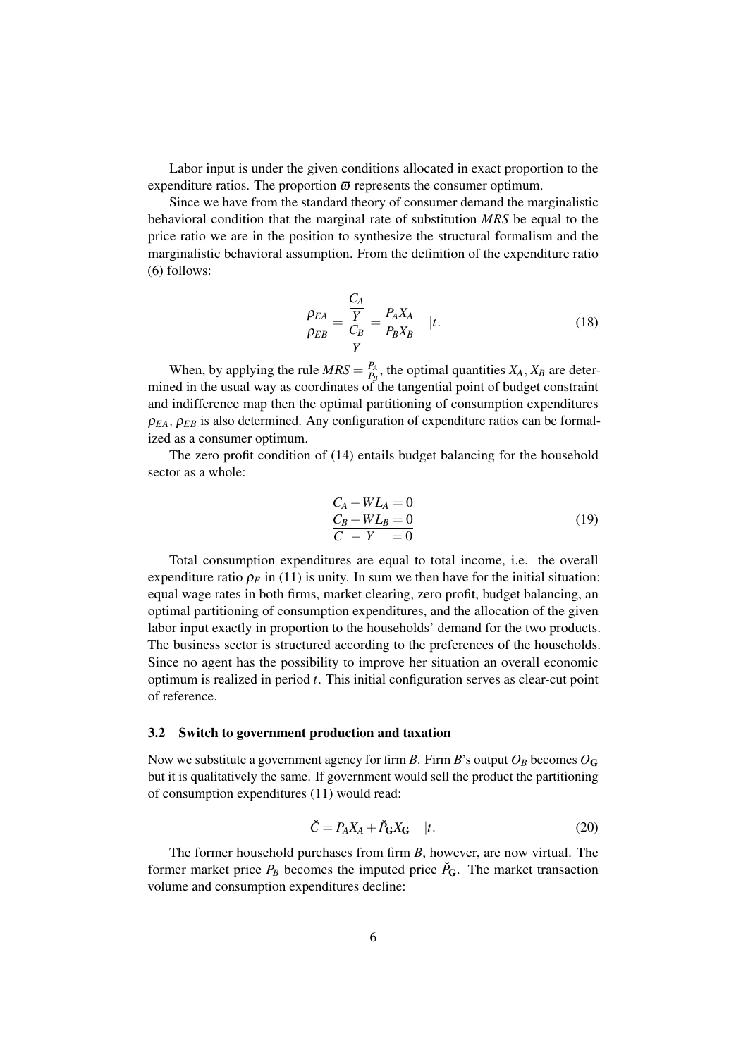Labor input is under the given conditions allocated in exact proportion to the expenditure ratios. The proportion $\varpi$ represents the consumer optimum.

Since we have from the standard theory of consumer demand the marginalistic behavioral condition that the marginal rate of substitution *MRS* be equal to the price ratio we are in the position to synthesize the structural formalism and the marginalistic behavioral assumption. From the definition of the expenditure ratio (6) follows:

$$\frac{\rho_{EA}}{\rho_{EB}} = \frac{\dfrac{C_A}{Y}}{\dfrac{C_B}{Y}} = \frac{P_A X_A}{P_B X_B} \quad |t. \tag{18}$$

When, by applying the rule $MRS = \frac{P_A}{P_B}$, the optimal quantities $X_A$, $X_B$ are determined in the usual way as coordinates of the tangential point of budget constraint and indifference map then the optimal partitioning of consumption expenditures $\rho_{EA}$, $\rho_{EB}$ is also determined. Any configuration of expenditure ratios can be formalized as a consumer optimum.

The zero profit condition of (14) entails budget balancing for the household sector as a whole:

$$\begin{array}{l} C_A - WL_A = 0 \\ \underline{C_B - WL_B = 0} \\ C \ - \ Y \quad = 0 \end{array} \tag{19}$$

Total consumption expenditures are equal to total income, i.e. the overall expenditure ratio $\rho_E$ in (11) is unity. In sum we then have for the initial situation: equal wage rates in both firms, market clearing, zero profit, budget balancing, an optimal partitioning of consumption expenditures, and the allocation of the given labor input exactly in proportion to the households' demand for the two products. The business sector is structured according to the preferences of the households. Since no agent has the possibility to improve her situation an overall economic optimum is realized in period $t$. This initial configuration serves as clear-cut point of reference.

### 3.2 Switch to government production and taxation

Now we substitute a government agency for firm $B$. Firm $B$'s output $O_B$ becomes $O_{\mathbf{G}}$ but it is qualitatively the same. If government would sell the product the partitioning of consumption expenditures (11) would read:

$$\check{C} = P_A X_A + \check{P}_{\mathbf{G}} X_{\mathbf{G}} \quad |t. \tag{20}$$

The former household purchases from firm $B$, however, are now virtual. The former market price $P_B$ becomes the imputed price $\check{P}_{\mathbf{G}}$. The market transaction volume and consumption expenditures decline: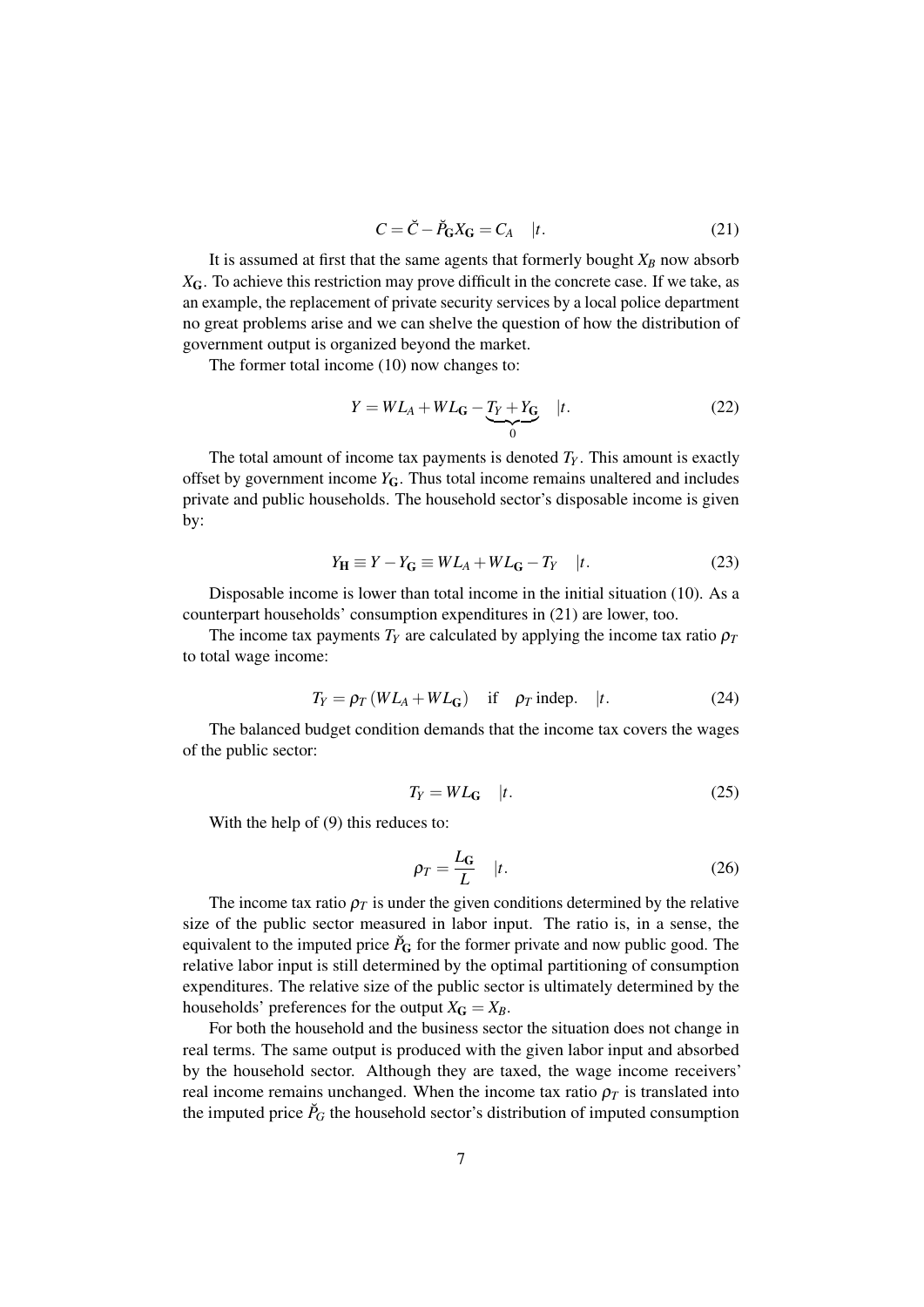$$C = \check{C} - \check{P}_{\mathbf{G}} X_{\mathbf{G}} = C_A \quad |t. \tag{21}$$

It is assumed at first that the same agents that formerly bought $X_B$ now absorb $X_{\mathbf{G}}$. To achieve this restriction may prove difficult in the concrete case. If we take, as an example, the replacement of private security services by a local police department no great problems arise and we can shelve the question of how the distribution of government output is organized beyond the market.

The former total income (10) now changes to:

$$Y = WL_A + WL_{\mathbf{G}} \underbrace{- T_Y + Y_{\mathbf{G}}}_{0} \quad |t. \tag{22}$$

The total amount of income tax payments is denoted $T_Y$. This amount is exactly offset by government income $Y_{\mathbf{G}}$. Thus total income remains unaltered and includes private and public households. The household sector's disposable income is given by:

$$Y_{\mathbf{H}} \equiv Y - Y_{\mathbf{G}} \equiv WL_A + WL_{\mathbf{G}} - T_Y \quad |t. \tag{23}$$

Disposable income is lower than total income in the initial situation (10). As a counterpart households' consumption expenditures in (21) are lower, too.

The income tax payments $T_Y$ are calculated by applying the income tax ratio $\rho_T$ to total wage income:

$$T_Y = \rho_T \left( WL_A + WL_{\mathbf{G}} \right) \quad \text{if} \quad \rho_T \,\text{indep.} \quad |t. \tag{24}$$

The balanced budget condition demands that the income tax covers the wages of the public sector:

$$T_Y = WL_{\mathbf{G}} \quad |t. \tag{25}$$

With the help of (9) this reduces to:

$$\rho_T = \frac{L_{\mathbf{G}}}{L} \quad |t. \tag{26}$$

The income tax ratio $\rho_T$ is under the given conditions determined by the relative size of the public sector measured in labor input. The ratio is, in a sense, the equivalent to the imputed price $\check{P}_{\mathbf{G}}$ for the former private and now public good. The relative labor input is still determined by the optimal partitioning of consumption expenditures. The relative size of the public sector is ultimately determined by the households' preferences for the output $X_{\mathbf{G}} = X_B$.

For both the household and the business sector the situation does not change in real terms. The same output is produced with the given labor input and absorbed by the household sector. Although they are taxed, the wage income receivers' real income remains unchanged. When the income tax ratio $\rho_T$ is translated into the imputed price $\check{P}_G$ the household sector's distribution of imputed consumption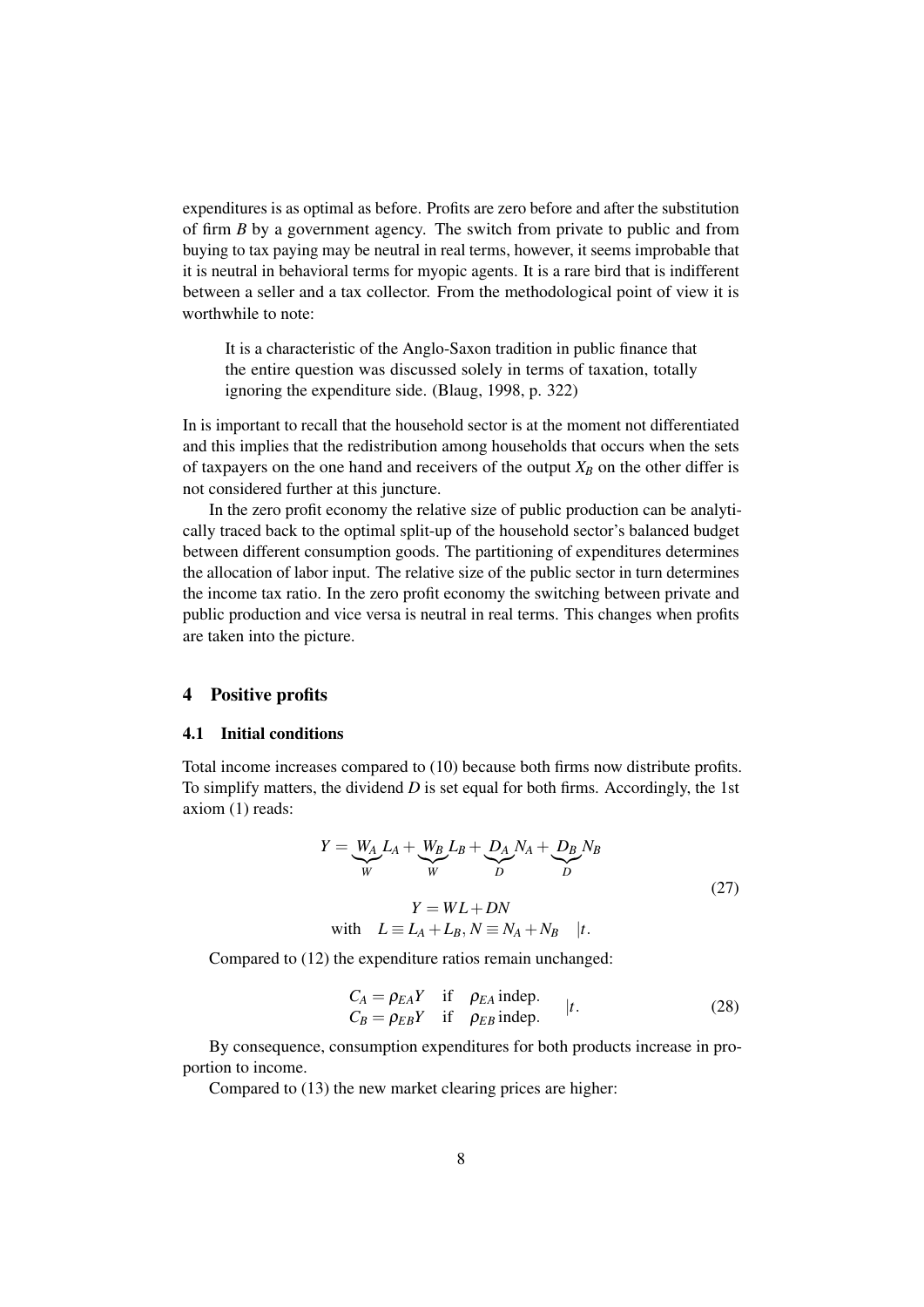expenditures is as optimal as before. Profits are zero before and after the substitution of firm $B$ by a government agency. The switch from private to public and from buying to tax paying may be neutral in real terms, however, it seems improbable that it is neutral in behavioral terms for myopic agents. It is a rare bird that is indifferent between a seller and a tax collector. From the methodological point of view it is worthwhile to note:

> It is a characteristic of the Anglo-Saxon tradition in public finance that the entire question was discussed solely in terms of taxation, totally ignoring the expenditure side. (Blaug, 1998, p. 322)

In is important to recall that the household sector is at the moment not differentiated and this implies that the redistribution among households that occurs when the sets of taxpayers on the one hand and receivers of the output $X_B$ on the other differ is not considered further at this juncture.

In the zero profit economy the relative size of public production can be analytically traced back to the optimal split-up of the household sector's balanced budget between different consumption goods. The partitioning of expenditures determines the allocation of labor input. The relative size of the public sector in turn determines the income tax ratio. In the zero profit economy the switching between private and public production and vice versa is neutral in real terms. This changes when profits are taken into the picture.

## 4 Positive profits

### 4.1 Initial conditions

Total income increases compared to (10) because both firms now distribute profits. To simplify matters, the dividend $D$ is set equal for both firms. Accordingly, the 1st axiom (1) reads:

$$
\begin{gathered}
Y = \underbrace{W_A}_{W} L_A + \underbrace{W_B}_{W} L_B + \underbrace{D_A}_{D} N_A + \underbrace{D_B}_{D} N_B \\
Y = WL + DN \\
\text{with} \quad L \equiv L_A + L_B, N \equiv N_A + N_B \quad |t.
\end{gathered}
\tag{27}
$$

Compared to (12) the expenditure ratios remain unchanged:

$$
\begin{aligned}
C_A &= \rho_{EA} Y \quad \text{if} \quad \rho_{EA}\,\text{indep.} \\
C_B &= \rho_{EB} Y \quad \text{if} \quad \rho_{EB}\,\text{indep.}
\end{aligned}
\quad |t.
\tag{28}
$$

By consequence, consumption expenditures for both products increase in proportion to income.

Compared to (13) the new market clearing prices are higher: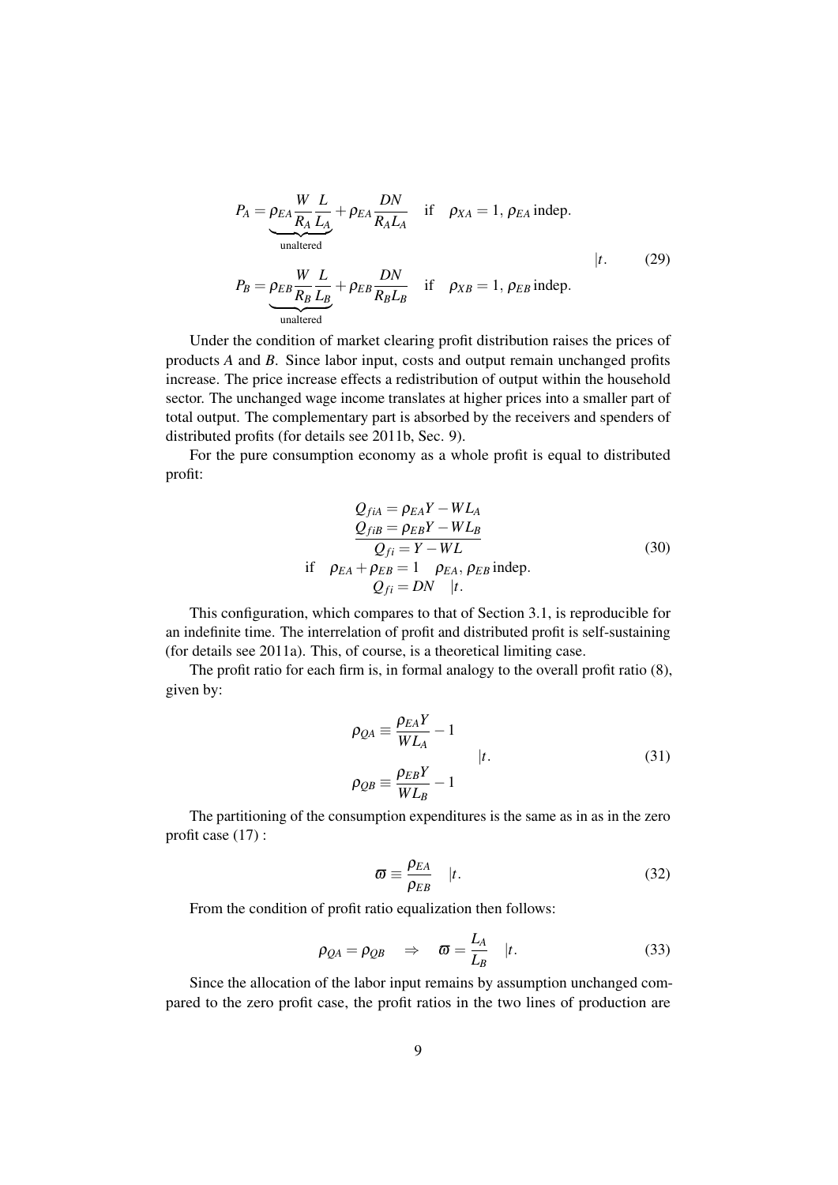$$
\left.
\begin{aligned}
P_A &= \underbrace{\rho_{EA}\frac{W}{R_A}\frac{L}{L_A}}_{\text{unaltered}} + \rho_{EA}\frac{DN}{R_A L_A} \quad \text{if} \quad \rho_{XA}=1,\ \rho_{EA}\,\text{indep.} \\
P_B &= \underbrace{\rho_{EB}\frac{W}{R_B}\frac{L}{L_B}}_{\text{unaltered}} + \rho_{EB}\frac{DN}{R_B L_B} \quad \text{if} \quad \rho_{XB}=1,\ \rho_{EB}\,\text{indep.}
\end{aligned}
\right| t. \tag{29}
$$

Under the condition of market clearing profit distribution raises the prices of products *A* and *B*. Since labor input, costs and output remain unchanged profits increase. The price increase effects a redistribution of output within the household sector. The unchanged wage income translates at higher prices into a smaller part of total output. The complementary part is absorbed by the receivers and spenders of distributed profits (for details see 2011b, Sec. 9).

For the pure consumption economy as a whole profit is equal to distributed profit:

$$
\begin{aligned}
Q_{fiA} &= \rho_{EA} Y - W L_A \\
Q_{fiB} &= \rho_{EB} Y - W L_B \\
\hline
Q_{fi} &= Y - WL \\
\text{if} \quad \rho_{EA} + \rho_{EB} &= 1 \quad \rho_{EA},\, \rho_{EB}\,\text{indep.} \\
Q_{fi} &= DN \quad |t.
\end{aligned}
\tag{30}
$$

This configuration, which compares to that of Section 3.1, is reproducible for an indefinite time. The interrelation of profit and distributed profit is self-sustaining (for details see 2011a). This, of course, is a theoretical limiting case.

The profit ratio for each firm is, in formal analogy to the overall profit ratio (8), given by:

$$
\left.
\begin{aligned}
\rho_{QA} &\equiv \frac{\rho_{EA} Y}{W L_A} - 1 \\
\rho_{QB} &\equiv \frac{\rho_{EB} Y}{W L_B} - 1
\end{aligned}
\right| t. \tag{31}
$$

The partitioning of the consumption expenditures is the same as in as in the zero profit case (17) :

$$
\varpi \equiv \frac{\rho_{EA}}{\rho_{EB}} \quad |t. \tag{32}
$$

From the condition of profit ratio equalization then follows:

$$
\rho_{QA} = \rho_{QB} \quad \Rightarrow \quad \varpi = \frac{L_A}{L_B} \quad |t. \tag{33}
$$

Since the allocation of the labor input remains by assumption unchanged compared to the zero profit case, the profit ratios in the two lines of production are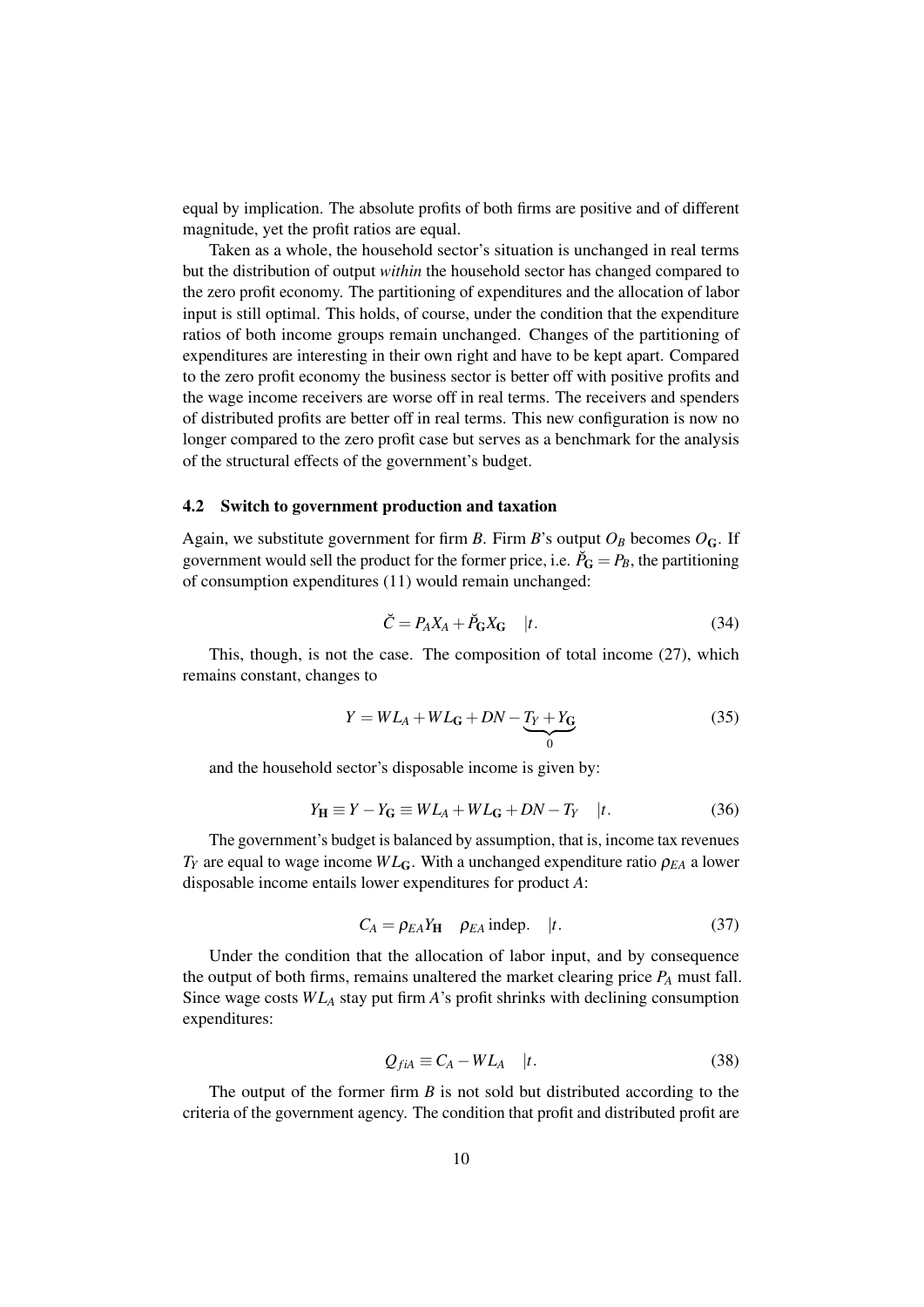equal by implication. The absolute profits of both firms are positive and of different magnitude, yet the profit ratios are equal.

Taken as a whole, the household sector's situation is unchanged in real terms but the distribution of output *within* the household sector has changed compared to the zero profit economy. The partitioning of expenditures and the allocation of labor input is still optimal. This holds, of course, under the condition that the expenditure ratios of both income groups remain unchanged. Changes of the partitioning of expenditures are interesting in their own right and have to be kept apart. Compared to the zero profit economy the business sector is better off with positive profits and the wage income receivers are worse off in real terms. The receivers and spenders of distributed profits are better off in real terms. This new configuration is now no longer compared to the zero profit case but serves as a benchmark for the analysis of the structural effects of the government's budget.

### 4.2 Switch to government production and taxation

Again, we substitute government for firm $B$. Firm $B$'s output $O_B$ becomes $O_{\mathbf{G}}$. If government would sell the product for the former price, i.e. $\check{P}_{\mathbf{G}} = P_B$, the partitioning of consumption expenditures (11) would remain unchanged:

$$\check{C} = P_A X_A + \check{P}_{\mathbf{G}} X_{\mathbf{G}} \quad |t. \tag{34}$$

This, though, is not the case. The composition of total income (27), which remains constant, changes to

$$Y = WL_A + WL_{\mathbf{G}} + DN - \underbrace{T_Y + Y_{\mathbf{G}}}_{0} \tag{35}$$

and the household sector's disposable income is given by:

$$Y_{\mathbf{H}} \equiv Y - Y_{\mathbf{G}} \equiv WL_A + WL_{\mathbf{G}} + DN - T_Y \quad |t. \tag{36}$$

The government's budget is balanced by assumption, that is, income tax revenues $T_Y$ are equal to wage income $WL_{\mathbf{G}}$. With a unchanged expenditure ratio $\rho_{EA}$ a lower disposable income entails lower expenditures for product $A$:

$$C_A = \rho_{EA} Y_{\mathbf{H}} \quad \rho_{EA} \text{ indep.} \quad |t. \tag{37}$$

Under the condition that the allocation of labor input, and by consequence the output of both firms, remains unaltered the market clearing price $P_A$ must fall. Since wage costs $WL_A$ stay put firm $A$'s profit shrinks with declining consumption expenditures:

$$Q_{fiA} \equiv C_A - WL_A \quad |t. \tag{38}$$

The output of the former firm $B$ is not sold but distributed according to the criteria of the government agency. The condition that profit and distributed profit are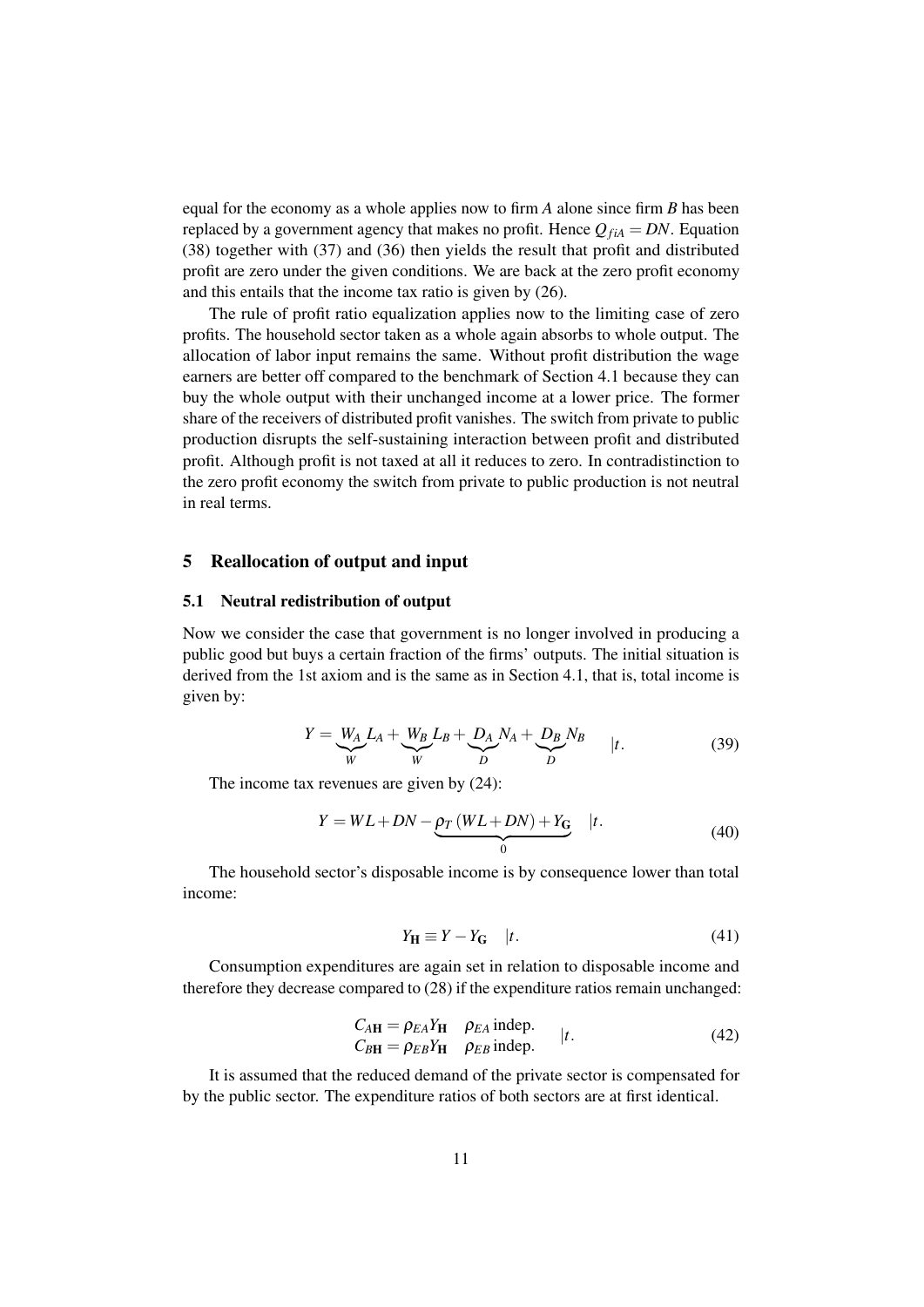equal for the economy as a whole applies now to firm $A$ alone since firm $B$ has been replaced by a government agency that makes no profit. Hence $Q_{fiA} = DN$. Equation (38) together with (37) and (36) then yields the result that profit and distributed profit are zero under the given conditions. We are back at the zero profit economy and this entails that the income tax ratio is given by (26).

The rule of profit ratio equalization applies now to the limiting case of zero profits. The household sector taken as a whole again absorbs to whole output. The allocation of labor input remains the same. Without profit distribution the wage earners are better off compared to the benchmark of Section 4.1 because they can buy the whole output with their unchanged income at a lower price. The former share of the receivers of distributed profit vanishes. The switch from private to public production disrupts the self-sustaining interaction between profit and distributed profit. Although profit is not taxed at all it reduces to zero. In contradistinction to the zero profit economy the switch from private to public production is not neutral in real terms.

## 5 Reallocation of output and input

### 5.1 Neutral redistribution of output

Now we consider the case that government is no longer involved in producing a public good but buys a certain fraction of the firms' outputs. The initial situation is derived from the 1st axiom and is the same as in Section 4.1, that is, total income is given by:

$$Y = \underbrace{W_A}_{W} L_A + \underbrace{W_B}_{W} L_B + \underbrace{D_A}_{D} N_A + \underbrace{D_B}_{D} N_B \qquad |t. \tag{39}$$

The income tax revenues are given by (24):

$$Y = WL + DN \underbrace{- \rho_T (WL + DN) + Y_{\mathbf{G}}}_{0} \quad |t. \tag{40}$$

The household sector's disposable income is by consequence lower than total income:

$$Y_{\mathbf{H}} \equiv Y - Y_{\mathbf{G}} \quad |t. \tag{41}$$

Consumption expenditures are again set in relation to disposable income and therefore they decrease compared to (28) if the expenditure ratios remain unchanged:

$$\begin{aligned} C_{A\mathbf{H}} &= \rho_{EA} Y_{\mathbf{H}} \quad \rho_{EA} \text{ indep.} \\ C_{B\mathbf{H}} &= \rho_{EB} Y_{\mathbf{H}} \quad \rho_{EB} \text{ indep.} \end{aligned} \quad |t. \tag{42}$$

It is assumed that the reduced demand of the private sector is compensated for by the public sector. The expenditure ratios of both sectors are at first identical.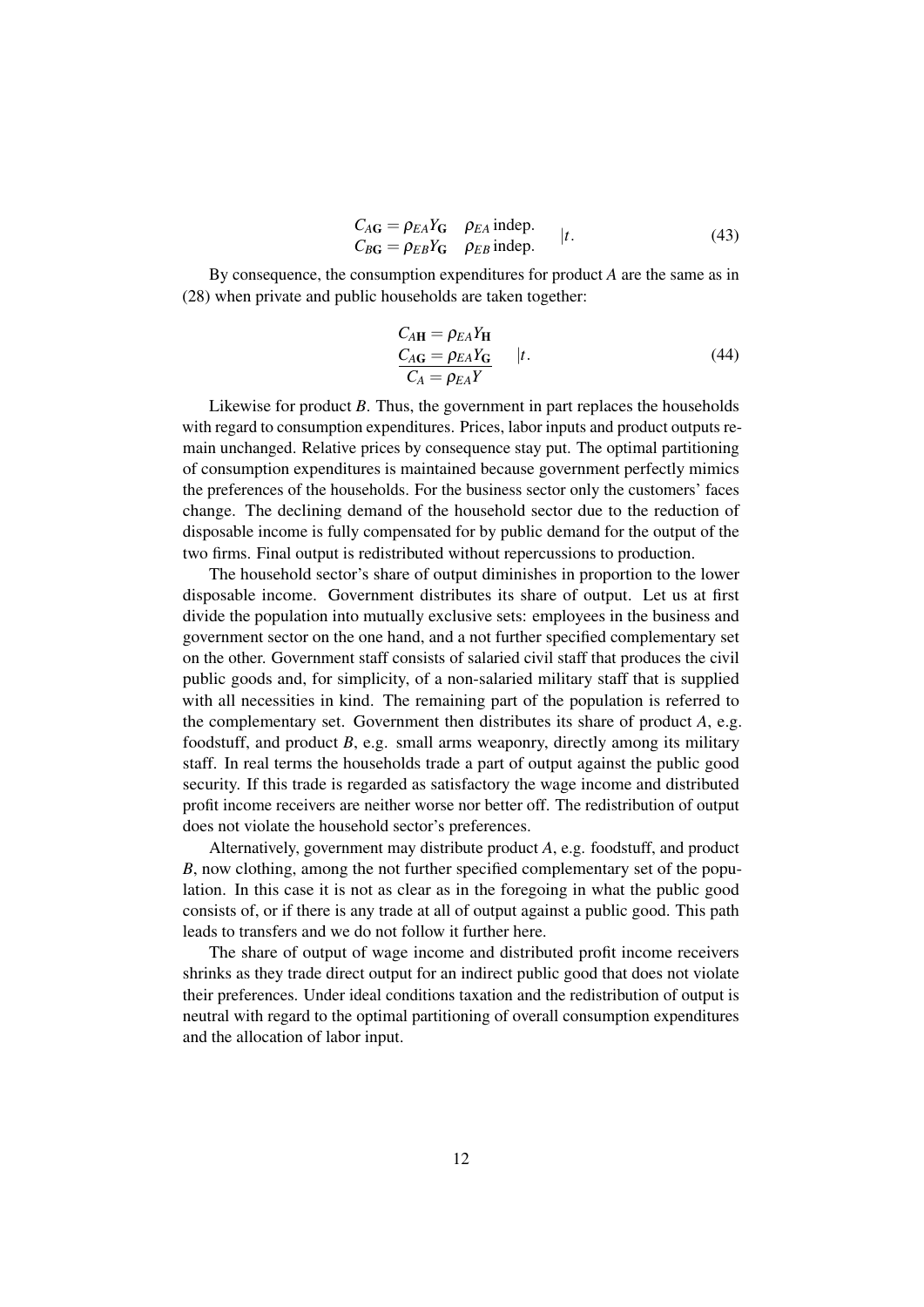$$
\begin{aligned}
C_{A\mathbf{G}} &= \rho_{EA} Y_{\mathbf{G}} \quad \rho_{EA}\,\text{indep.} \\
C_{B\mathbf{G}} &= \rho_{EB} Y_{\mathbf{G}} \quad \rho_{EB}\,\text{indep.}
\end{aligned}
\quad |t. \tag{43}
$$

By consequence, the consumption expenditures for product $A$ are the same as in (28) when private and public households are taken together:

$$
\begin{aligned}
C_{A\mathbf{H}} &= \rho_{EA} Y_{\mathbf{H}} \\
\underline{C_{A\mathbf{G}} = \rho_{EA} Y_{\mathbf{G}}} & \\
C_{A} &= \rho_{EA} Y
\end{aligned}
\quad |t. \tag{44}
$$

Likewise for product $B$. Thus, the government in part replaces the households with regard to consumption expenditures. Prices, labor inputs and product outputs remain unchanged. Relative prices by consequence stay put. The optimal partitioning of consumption expenditures is maintained because government perfectly mimics the preferences of the households. For the business sector only the customers' faces change. The declining demand of the household sector due to the reduction of disposable income is fully compensated for by public demand for the output of the two firms. Final output is redistributed without repercussions to production.

The household sector's share of output diminishes in proportion to the lower disposable income. Government distributes its share of output. Let us at first divide the population into mutually exclusive sets: employees in the business and government sector on the one hand, and a not further specified complementary set on the other. Government staff consists of salaried civil staff that produces the civil public goods and, for simplicity, of a non-salaried military staff that is supplied with all necessities in kind. The remaining part of the population is referred to the complementary set. Government then distributes its share of product $A$, e.g. foodstuff, and product $B$, e.g. small arms weaponry, directly among its military staff. In real terms the households trade a part of output against the public good security. If this trade is regarded as satisfactory the wage income and distributed profit income receivers are neither worse nor better off. The redistribution of output does not violate the household sector's preferences.

Alternatively, government may distribute product $A$, e.g. foodstuff, and product $B$, now clothing, among the not further specified complementary set of the population. In this case it is not as clear as in the foregoing in what the public good consists of, or if there is any trade at all of output against a public good. This path leads to transfers and we do not follow it further here.

The share of output of wage income and distributed profit income receivers shrinks as they trade direct output for an indirect public good that does not violate their preferences. Under ideal conditions taxation and the redistribution of output is neutral with regard to the optimal partitioning of overall consumption expenditures and the allocation of labor input.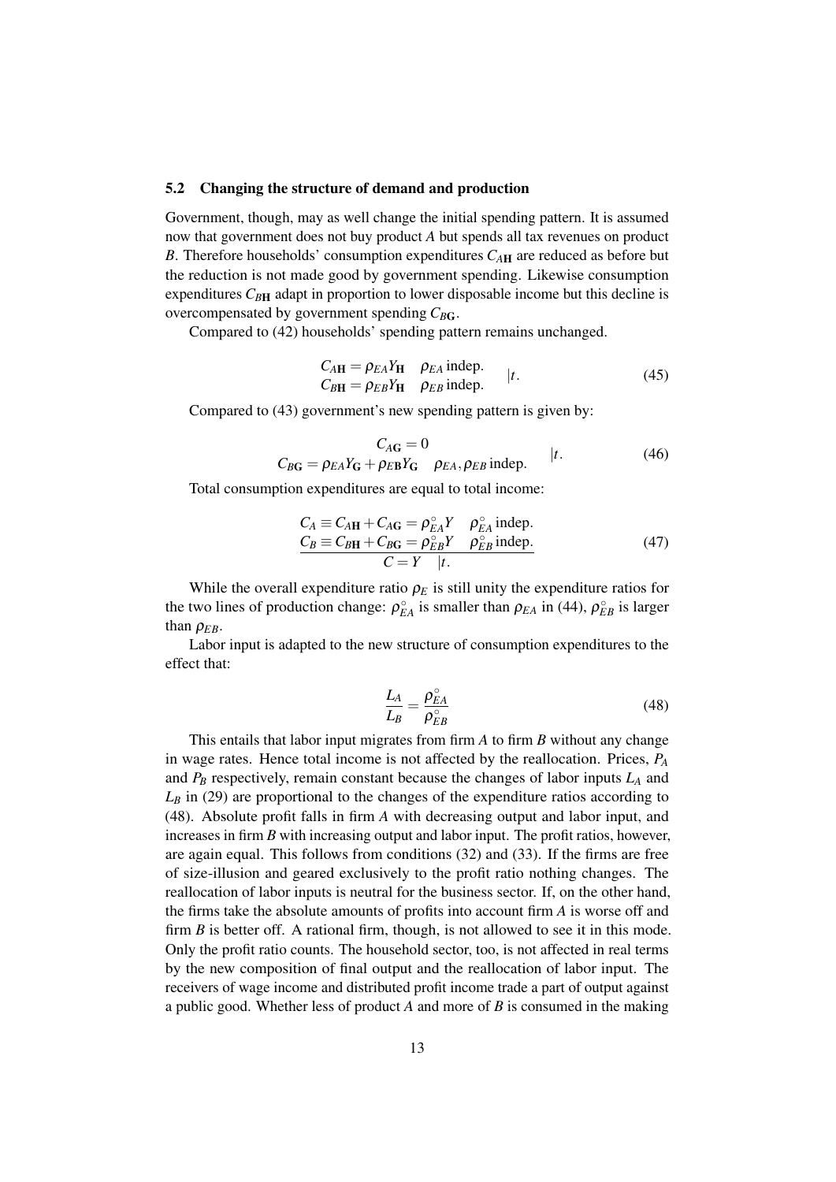### 5.2 Changing the structure of demand and production

Government, though, may as well change the initial spending pattern. It is assumed now that government does not buy product $A$ but spends all tax revenues on product $B$. Therefore households' consumption expenditures $C_{A\mathbf{H}}$ are reduced as before but the reduction is not made good by government spending. Likewise consumption expenditures $C_{B\mathbf{H}}$ adapt in proportion to lower disposable income but this decline is overcompensated by government spending $C_{B\mathbf{G}}$.

Compared to (42) households' spending pattern remains unchanged.

$$\begin{array}{ll} C_{A\mathbf{H}} = \rho_{EA} Y_{\mathbf{H}} & \rho_{EA} \text{ indep.} \\ C_{B\mathbf{H}} = \rho_{EB} Y_{\mathbf{H}} & \rho_{EB} \text{ indep.} \end{array} \quad |t. \tag{45}$$

Compared to (43) government's new spending pattern is given by:

$$\begin{array}{ll} C_{A\mathbf{G}} = 0 & \\ C_{B\mathbf{G}} = \rho_{EA} Y_{\mathbf{G}} + \rho_{E\mathbf{B}} Y_{\mathbf{G}} & \rho_{EA}, \rho_{EB} \text{ indep.} \end{array} \quad |t. \tag{46}$$

Total consumption expenditures are equal to total income:

$$\begin{array}{ll} C_A \equiv C_{A\mathbf{H}} + C_{A\mathbf{G}} = \rho^{\circ}_{EA} Y & \rho^{\circ}_{EA} \text{ indep.} \\ C_B \equiv C_{B\mathbf{H}} + C_{B\mathbf{G}} = \rho^{\circ}_{EB} Y & \rho^{\circ}_{EB} \text{ indep.} \\ \hline C = Y \quad |t. & \end{array} \tag{47}$$

While the overall expenditure ratio $\rho_E$ is still unity the expenditure ratios for the two lines of production change: $\rho^{\circ}_{EA}$ is smaller than $\rho_{EA}$ in (44), $\rho^{\circ}_{EB}$ is larger than $\rho_{EB}$.

Labor input is adapted to the new structure of consumption expenditures to the effect that:

$$\frac{L_A}{L_B} = \frac{\rho^{\circ}_{EA}}{\rho^{\circ}_{EB}} \tag{48}$$

This entails that labor input migrates from firm $A$ to firm $B$ without any change in wage rates. Hence total income is not affected by the reallocation. Prices, $P_A$ and $P_B$ respectively, remain constant because the changes of labor inputs $L_A$ and $L_B$ in (29) are proportional to the changes of the expenditure ratios according to (48). Absolute profit falls in firm $A$ with decreasing output and labor input, and increases in firm $B$ with increasing output and labor input. The profit ratios, however, are again equal. This follows from conditions (32) and (33). If the firms are free of size-illusion and geared exclusively to the profit ratio nothing changes. The reallocation of labor inputs is neutral for the business sector. If, on the other hand, the firms take the absolute amounts of profits into account firm $A$ is worse off and firm $B$ is better off. A rational firm, though, is not allowed to see it in this mode. Only the profit ratio counts. The household sector, too, is not affected in real terms by the new composition of final output and the reallocation of labor input. The receivers of wage income and distributed profit income trade a part of output against a public good. Whether less of product $A$ and more of $B$ is consumed in the making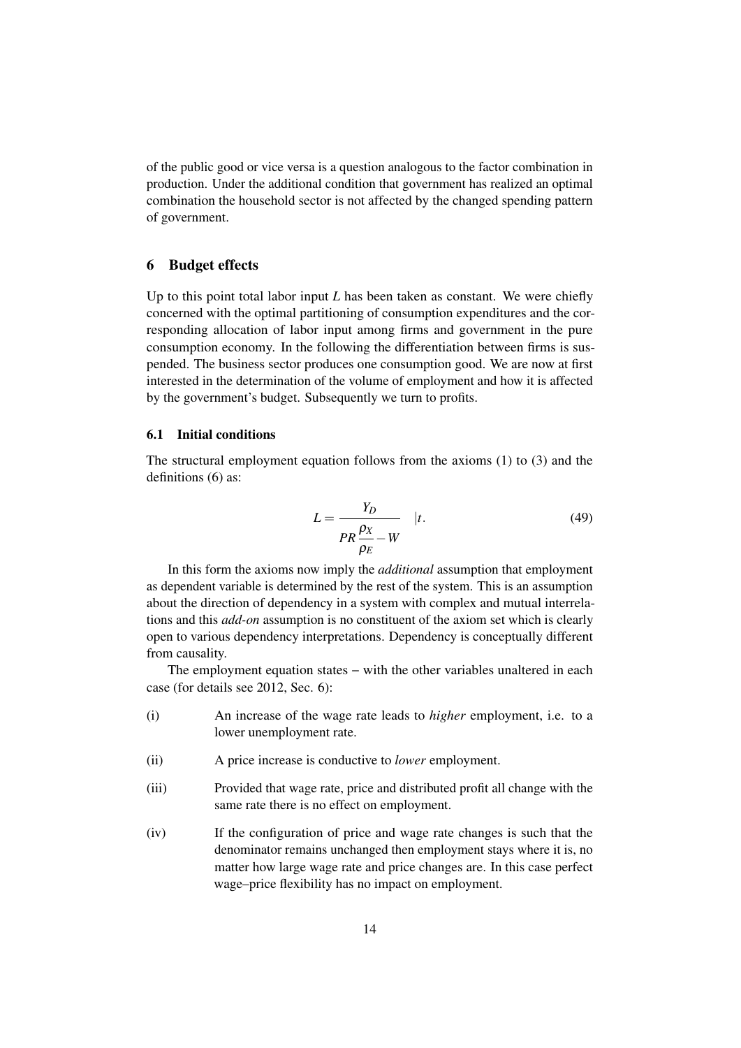of the public good or vice versa is a question analogous to the factor combination in production. Under the additional condition that government has realized an optimal combination the household sector is not affected by the changed spending pattern of government.

## 6 Budget effects

Up to this point total labor input $L$ has been taken as constant. We were chiefly concerned with the optimal partitioning of consumption expenditures and the corresponding allocation of labor input among firms and government in the pure consumption economy. In the following the differentiation between firms is suspended. The business sector produces one consumption good. We are now at first interested in the determination of the volume of employment and how it is affected by the government's budget. Subsequently we turn to profits.

### 6.1 Initial conditions

The structural employment equation follows from the axioms (1) to (3) and the definitions (6) as:

$$L = \frac{Y_D}{PR\dfrac{\rho_X}{\rho_E} - W} \quad |t. \tag{49}$$

In this form the axioms now imply the *additional* assumption that employment as dependent variable is determined by the rest of the system. This is an assumption about the direction of dependency in a system with complex and mutual interrelations and this *add-on* assumption is no constituent of the axiom set which is clearly open to various dependency interpretations. Dependency is conceptually different from causality.

The employment equation states – with the other variables unaltered in each case (for details see 2012, Sec. 6):

(i) An increase of the wage rate leads to *higher* employment, i.e. to a lower unemployment rate.

(ii) A price increase is conductive to *lower* employment.

(iii) Provided that wage rate, price and distributed profit all change with the same rate there is no effect on employment.

(iv) If the configuration of price and wage rate changes is such that the denominator remains unchanged then employment stays where it is, no matter how large wage rate and price changes are. In this case perfect wage–price flexibility has no impact on employment.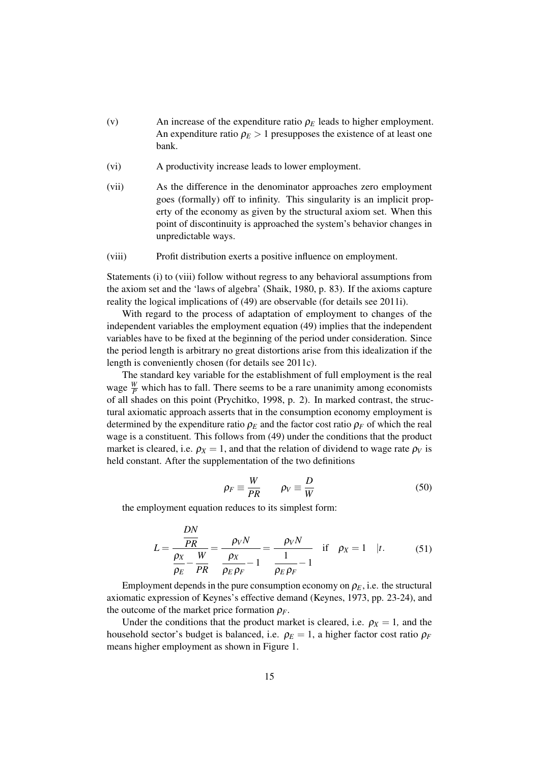(v) An increase of the expenditure ratio $\rho_E$ leads to higher employment. An expenditure ratio $\rho_E > 1$ presupposes the existence of at least one bank.

(vi) A productivity increase leads to lower employment.

(vii) As the difference in the denominator approaches zero employment goes (formally) off to infinity. This singularity is an implicit property of the economy as given by the structural axiom set. When this point of discontinuity is approached the system's behavior changes in unpredictable ways.

(viii) Profit distribution exerts a positive influence on employment.

Statements (i) to (viii) follow without regress to any behavioral assumptions from the axiom set and the 'laws of algebra' (Shaik, 1980, p. 83). If the axioms capture reality the logical implications of (49) are observable (for details see 2011i).

With regard to the process of adaptation of employment to changes of the independent variables the employment equation (49) implies that the independent variables have to be fixed at the beginning of the period under consideration. Since the period length is arbitrary no great distortions arise from this idealization if the length is conveniently chosen (for details see 2011c).

The standard key variable for the establishment of full employment is the real wage $\frac{W}{P}$ which has to fall. There seems to be a rare unanimity among economists of all shades on this point (Prychitko, 1998, p. 2). In marked contrast, the structural axiomatic approach asserts that in the consumption economy employment is determined by the expenditure ratio $\rho_E$ and the factor cost ratio $\rho_F$ of which the real wage is a constituent. This follows from (49) under the conditions that the product market is cleared, i.e. $\rho_X = 1$, and that the relation of dividend to wage rate $\rho_V$ is held constant. After the supplementation of the two definitions

$$\rho_F \equiv \frac{W}{PR} \qquad \rho_V \equiv \frac{D}{W} \tag{50}$$

the employment equation reduces to its simplest form:

$$L = \frac{\frac{DN}{PR}}{\frac{\rho_X}{\rho_E} - \frac{W}{PR}} = \frac{\rho_V N}{\frac{\rho_X}{\rho_E \rho_F} - 1} = \frac{\rho_V N}{\frac{1}{\rho_E \rho_F} - 1} \quad \text{if} \quad \rho_X = 1 \quad |t. \tag{51}$$

Employment depends in the pure consumption economy on $\rho_E$, i.e. the structural axiomatic expression of Keynes's effective demand (Keynes, 1973, pp. 23-24), and the outcome of the market price formation $\rho_F$.

Under the conditions that the product market is cleared, i.e. $\rho_X = 1$, and the household sector's budget is balanced, i.e. $\rho_E = 1$, a higher factor cost ratio $\rho_F$ means higher employment as shown in Figure 1.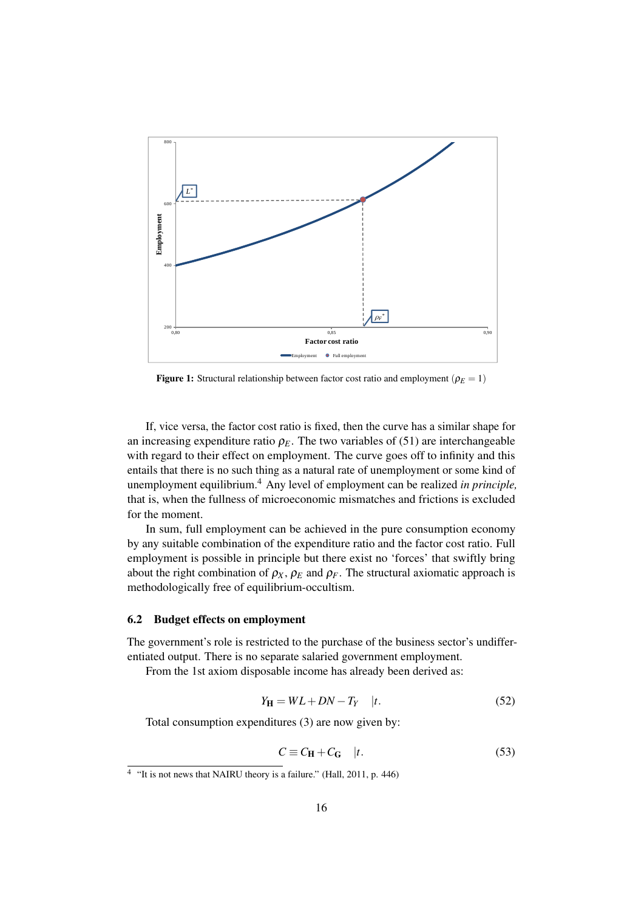800

600

400

200

0,80

0,85

0,90

Employment

Factor cost ratio

$L^*$

$\rho_F{}^*$

Employment   Full employment

**Figure 1:** Structural relationship between factor cost ratio and employment ($\rho_E = 1$)

If, vice versa, the factor cost ratio is fixed, then the curve has a similar shape for an increasing expenditure ratio $\rho_E$. The two variables of (51) are interchangeable with regard to their effect on employment. The curve goes off to infinity and this entails that there is no such thing as a natural rate of unemployment or some kind of unemployment equilibrium.[4] Any level of employment can be realized *in principle,* that is, when the fullness of microeconomic mismatches and frictions is excluded for the moment.

In sum, full employment can be achieved in the pure consumption economy by any suitable combination of the expenditure ratio and the factor cost ratio. Full employment is possible in principle but there exist no 'forces' that swiftly bring about the right combination of $\rho_X$, $\rho_E$ and $\rho_F$. The structural axiomatic approach is methodologically free of equilibrium-occultism.

## 6.2 Budget effects on employment

The government's role is restricted to the purchase of the business sector's undifferentiated output. There is no separate salaried government employment.

From the 1st axiom disposable income has already been derived as:

$$Y_{\mathbf{H}} = WL + DN - T_Y \quad |t. \tag{52}$$

Total consumption expenditures (3) are now given by:

$$C \equiv C_{\mathbf{H}} + C_{\mathbf{G}} \quad |t. \tag{53}$$

[4] "It is not news that NAIRU theory is a failure." (Hall, 2011, p. 446)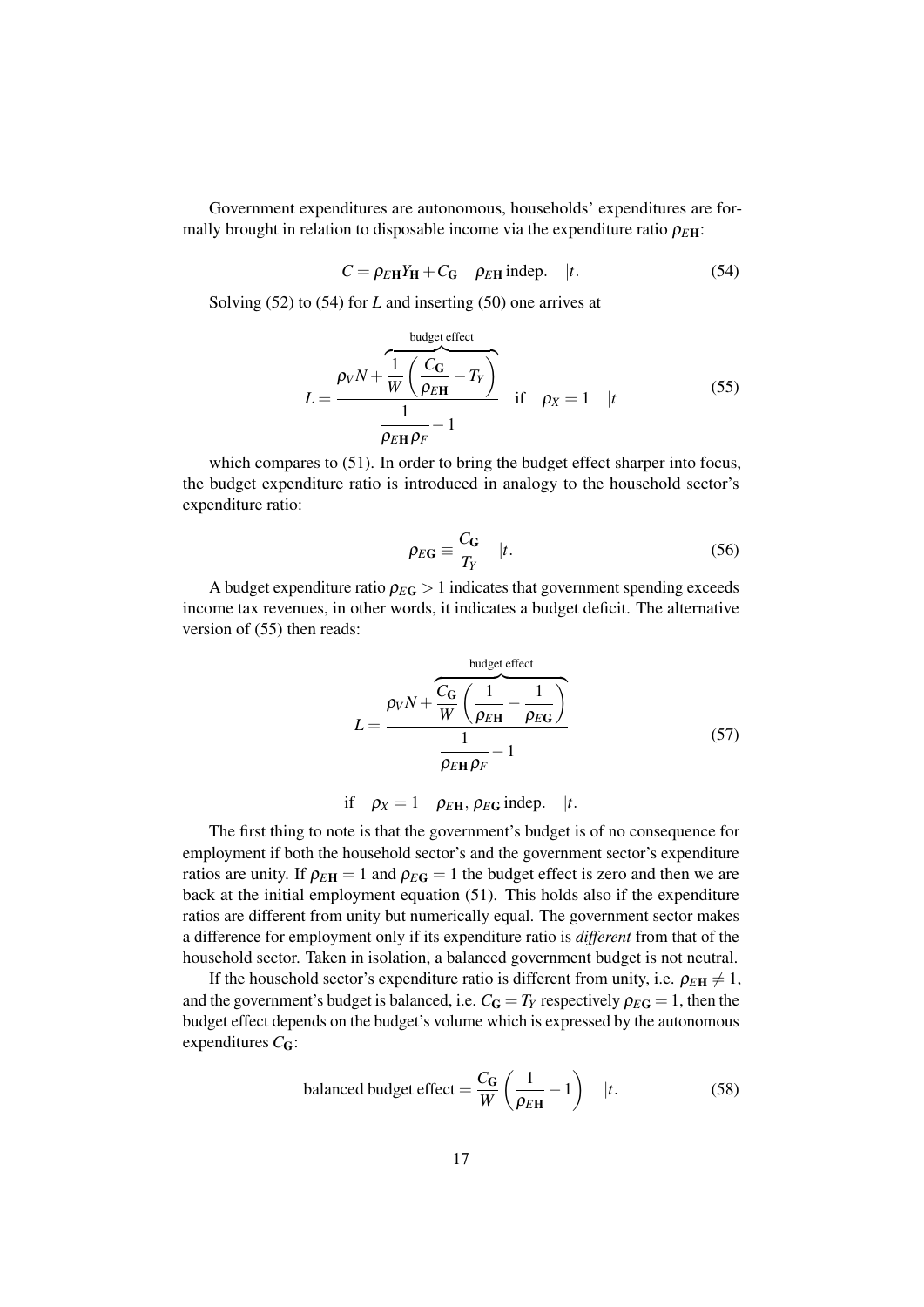Government expenditures are autonomous, households' expenditures are formally brought in relation to disposable income via the expenditure ratio $\rho_{E\mathbf{H}}$:

$$C = \rho_{E\mathbf{H}} Y_{\mathbf{H}} + C_{\mathbf{G}} \quad \rho_{E\mathbf{H}} \,\text{indep.} \quad |t. \tag{54}$$

Solving (52) to (54) for $L$ and inserting (50) one arrives at

$$L = \frac{\rho_V N + \overbrace{\frac{1}{W}\left(\frac{C_{\mathbf{G}}}{\rho_{E\mathbf{H}}} - T_Y\right)}^{\text{budget effect}}}{\frac{1}{\rho_{E\mathbf{H}}\rho_F} - 1} \quad \text{if} \quad \rho_X = 1 \quad |t \tag{55}$$

which compares to (51). In order to bring the budget effect sharper into focus, the budget expenditure ratio is introduced in analogy to the household sector's expenditure ratio:

$$\rho_{E\mathbf{G}} \equiv \frac{C_{\mathbf{G}}}{T_Y} \quad |t. \tag{56}$$

A budget expenditure ratio $\rho_{E\mathbf{G}} > 1$ indicates that government spending exceeds income tax revenues, in other words, it indicates a budget deficit. The alternative version of (55) then reads:

$$L = \frac{\rho_V N + \overbrace{\frac{C_{\mathbf{G}}}{W}\left(\frac{1}{\rho_{E\mathbf{H}}} - \frac{1}{\rho_{E\mathbf{G}}}\right)}^{\text{budget effect}}}{\frac{1}{\rho_{E\mathbf{H}}\rho_F} - 1} \tag{57}$$

$$\text{if} \quad \rho_X = 1 \quad \rho_{E\mathbf{H}}, \rho_{E\mathbf{G}} \,\text{indep.} \quad |t.$$

The first thing to note is that the government's budget is of no consequence for employment if both the household sector's and the government sector's expenditure ratios are unity. If $\rho_{E\mathbf{H}} = 1$ and $\rho_{E\mathbf{G}} = 1$ the budget effect is zero and then we are back at the initial employment equation (51). This holds also if the expenditure ratios are different from unity but numerically equal. The government sector makes a difference for employment only if its expenditure ratio is *different* from that of the household sector. Taken in isolation, a balanced government budget is not neutral.

If the household sector's expenditure ratio is different from unity, i.e. $\rho_{E\mathbf{H}} \neq 1$, and the government's budget is balanced, i.e. $C_{\mathbf{G}} = T_Y$ respectively $\rho_{E\mathbf{G}} = 1$, then the budget effect depends on the budget's volume which is expressed by the autonomous expenditures $C_{\mathbf{G}}$:

$$\text{balanced budget effect} = \frac{C_{\mathbf{G}}}{W}\left(\frac{1}{\rho_{E\mathbf{H}}} - 1\right) \quad |t. \tag{58}$$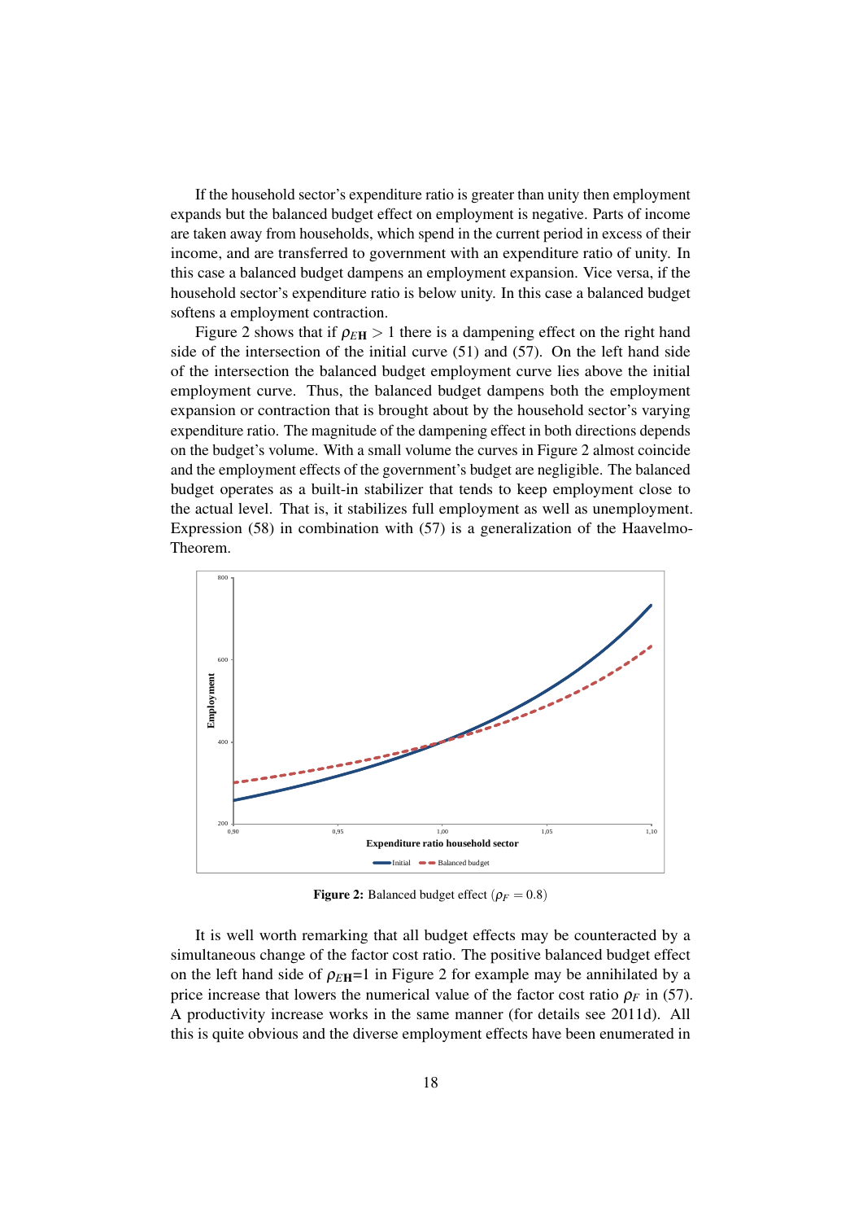If the household sector's expenditure ratio is greater than unity then employment expands but the balanced budget effect on employment is negative. Parts of income are taken away from households, which spend in the current period in excess of their income, and are transferred to government with an expenditure ratio of unity. In this case a balanced budget dampens an employment expansion. Vice versa, if the household sector's expenditure ratio is below unity. In this case a balanced budget softens a employment contraction.

Figure 2 shows that if $\rho_{E\mathbf{H}} > 1$ there is a dampening effect on the right hand side of the intersection of the initial curve (51) and (57). On the left hand side of the intersection the balanced budget employment curve lies above the initial employment curve. Thus, the balanced budget dampens both the employment expansion or contraction that is brought about by the household sector's varying expenditure ratio. The magnitude of the dampening effect in both directions depends on the budget's volume. With a small volume the curves in Figure 2 almost coincide and the employment effects of the government's budget are negligible. The balanced budget operates as a built-in stabilizer that tends to keep employment close to the actual level. That is, it stabilizes full employment as well as unemployment. Expression (58) in combination with (57) is a generalization of the Haavelmo-Theorem.

**Figure 2:** Balanced budget effect ($\rho_F = 0.8$)

It is well worth remarking that all budget effects may be counteracted by a simultaneous change of the factor cost ratio. The positive balanced budget effect on the left hand side of $\rho_{E\mathbf{H}}$=1 in Figure 2 for example may be annihilated by a price increase that lowers the numerical value of the factor cost ratio $\rho_F$ in (57). A productivity increase works in the same manner (for details see 2011d). All this is quite obvious and the diverse employment effects have been enumerated in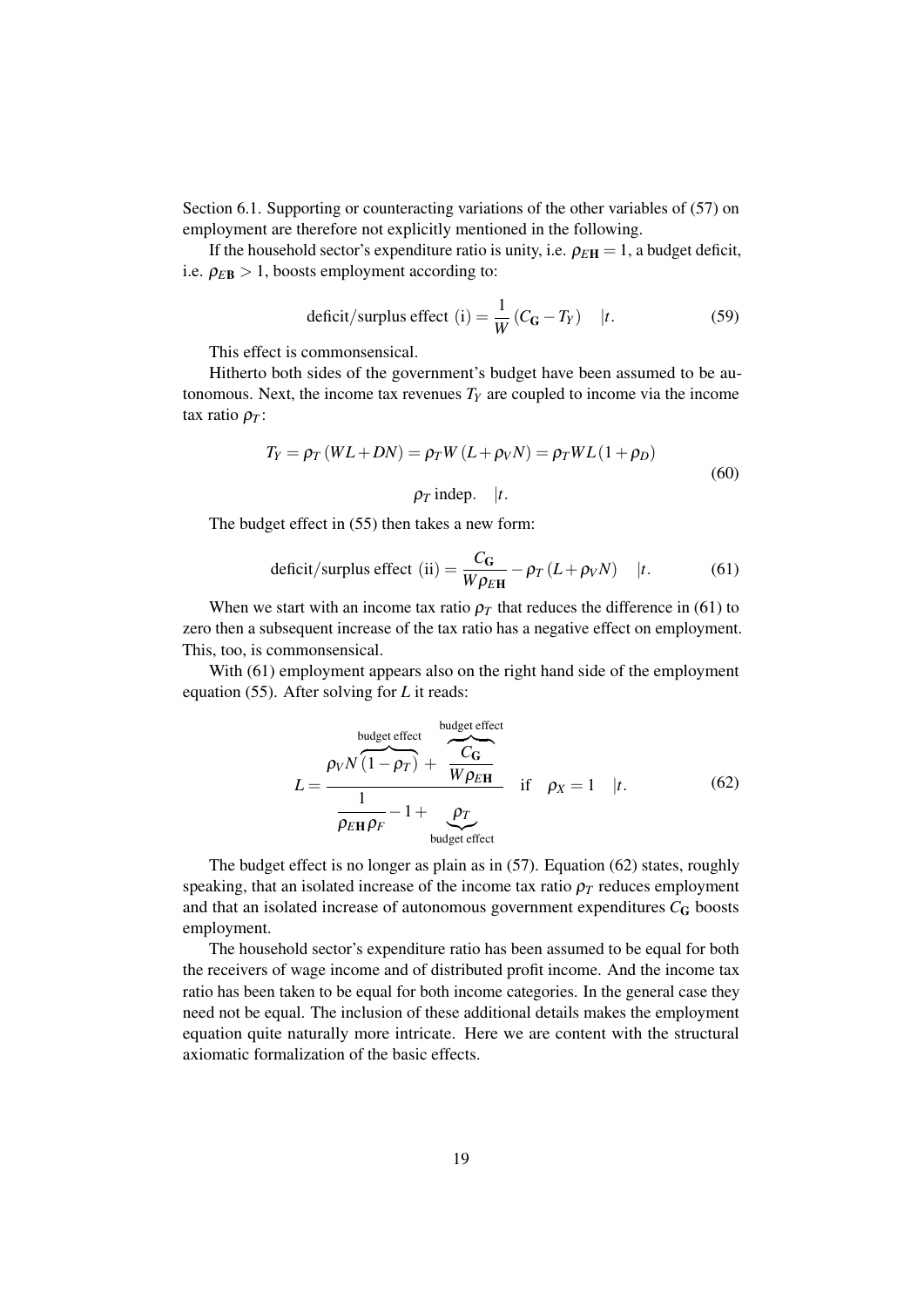Section 6.1. Supporting or counteracting variations of the other variables of (57) on employment are therefore not explicitly mentioned in the following.

If the household sector's expenditure ratio is unity, i.e. $\rho_{E\mathbf{H}} = 1$, a budget deficit, i.e. $\rho_{E\mathbf{B}} > 1$, boosts employment according to:

$$\text{deficit/surplus effect (i)} = \frac{1}{W}\left(C_{\mathbf{G}} - T_Y\right) \quad |t. \tag{59}$$

This effect is commonsensical.

Hitherto both sides of the government's budget have been assumed to be autonomous. Next, the income tax revenues $T_Y$ are coupled to income via the income tax ratio $\rho_T$:

$$T_Y = \rho_T\left(WL + DN\right) = \rho_T W\left(L + \rho_V N\right) = \rho_T W L\left(1 + \rho_D\right) \qquad \rho_T \text{ indep.} \quad |t. \tag{60}$$

The budget effect in (55) then takes a new form:

$$\text{deficit/surplus effect (ii)} = \frac{C_{\mathbf{G}}}{W\rho_{E\mathbf{H}}} - \rho_T\left(L + \rho_V N\right) \quad |t. \tag{61}$$

When we start with an income tax ratio $\rho_T$ that reduces the difference in (61) to zero then a subsequent increase of the tax ratio has a negative effect on employment. This, too, is commonsensical.

With (61) employment appears also on the right hand side of the employment equation (55). After solving for $L$ it reads:

$$L = \frac{\rho_V N \overbrace{\left(1 - \rho_T\right)}^{\text{budget effect}} + \overbrace{\dfrac{C_{\mathbf{G}}}{W\rho_{E\mathbf{H}}}}^{\text{budget effect}}}{\dfrac{1}{\rho_{E\mathbf{H}}\rho_F} - 1 + \underbrace{\rho_T}_{\text{budget effect}}} \quad \text{if} \quad \rho_X = 1 \quad |t. \tag{62}$$

The budget effect is no longer as plain as in (57). Equation (62) states, roughly speaking, that an isolated increase of the income tax ratio $\rho_T$ reduces employment and that an isolated increase of autonomous government expenditures $C_{\mathbf{G}}$ boosts employment.

The household sector's expenditure ratio has been assumed to be equal for both the receivers of wage income and of distributed profit income. And the income tax ratio has been taken to be equal for both income categories. In the general case they need not be equal. The inclusion of these additional details makes the employment equation quite naturally more intricate. Here we are content with the structural axiomatic formalization of the basic effects.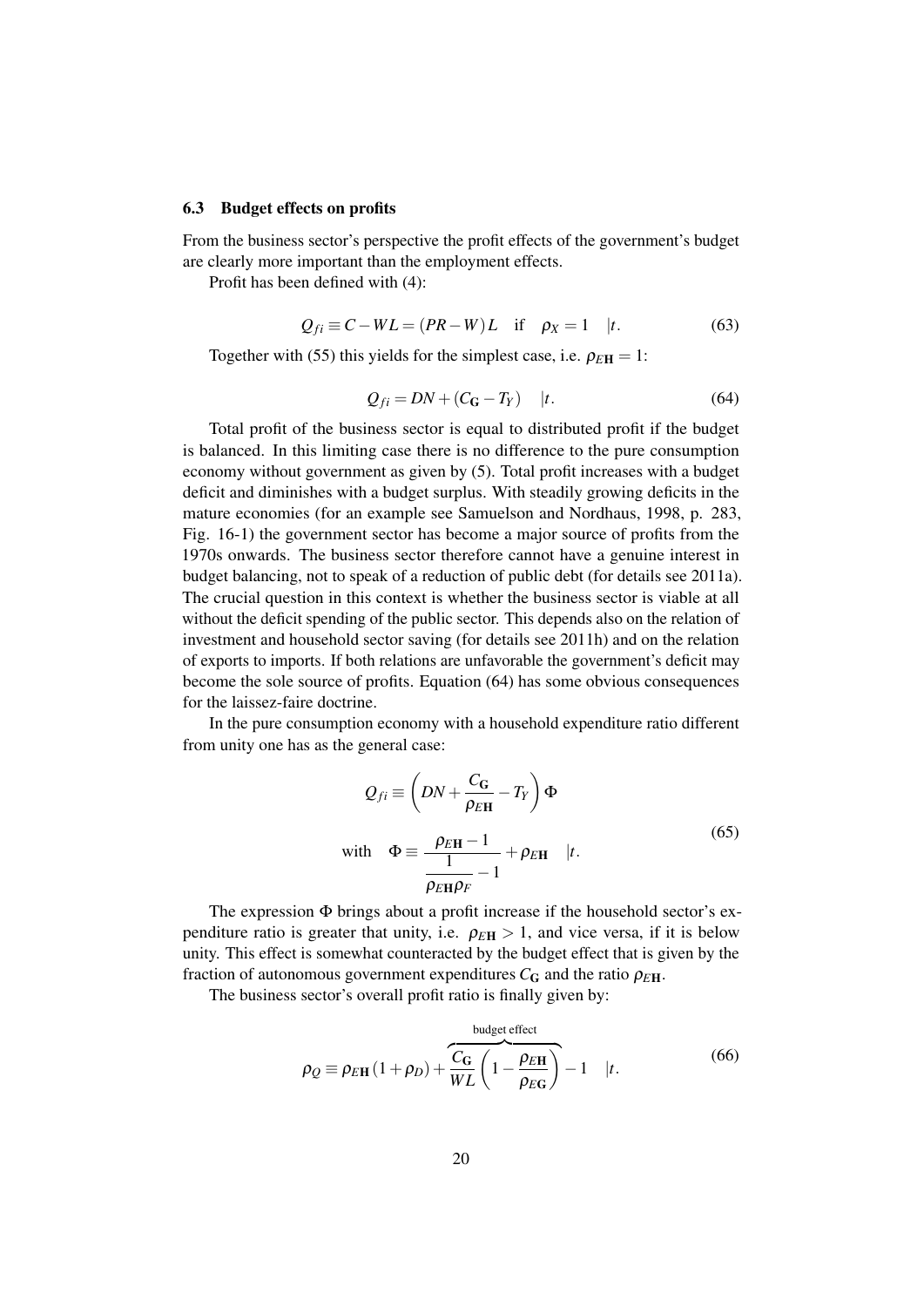### 6.3 Budget effects on profits

From the business sector's perspective the profit effects of the government's budget are clearly more important than the employment effects.

Profit has been defined with (4):

$$Q_{fi} \equiv C - WL = (PR - W)L \quad \text{if} \quad \rho_X = 1 \quad |t. \tag{63}$$

Together with (55) this yields for the simplest case, i.e. $\rho_{E\mathbf{H}} = 1$:

$$Q_{fi} = DN + (C_{\mathbf{G}} - T_Y) \quad |t. \tag{64}$$

Total profit of the business sector is equal to distributed profit if the budget is balanced. In this limiting case there is no difference to the pure consumption economy without government as given by (5). Total profit increases with a budget deficit and diminishes with a budget surplus. With steadily growing deficits in the mature economies (for an example see Samuelson and Nordhaus, 1998, p. 283, Fig. 16-1) the government sector has become a major source of profits from the 1970s onwards. The business sector therefore cannot have a genuine interest in budget balancing, not to speak of a reduction of public debt (for details see 2011a). The crucial question in this context is whether the business sector is viable at all without the deficit spending of the public sector. This depends also on the relation of investment and household sector saving (for details see 2011h) and on the relation of exports to imports. If both relations are unfavorable the government's deficit may become the sole source of profits. Equation (64) has some obvious consequences for the laissez-faire doctrine.

In the pure consumption economy with a household expenditure ratio different from unity one has as the general case:

$$Q_{fi} \equiv \left( DN + \frac{C_{\mathbf{G}}}{\rho_{E\mathbf{H}}} - T_Y \right) \Phi$$
$$\text{with} \quad \Phi \equiv \frac{\rho_{E\mathbf{H}} - 1}{\dfrac{1}{\rho_{E\mathbf{H}}\rho_F} - 1} + \rho_{E\mathbf{H}} \quad |t. \tag{65}$$

The expression $\Phi$ brings about a profit increase if the household sector's expenditure ratio is greater that unity, i.e. $\rho_{E\mathbf{H}} > 1$, and vice versa, if it is below unity. This effect is somewhat counteracted by the budget effect that is given by the fraction of autonomous government expenditures $C_{\mathbf{G}}$ and the ratio $\rho_{E\mathbf{H}}$.

The business sector's overall profit ratio is finally given by:

$$\rho_Q \equiv \rho_{E\mathbf{H}}(1 + \rho_D) + \overbrace{\frac{C_{\mathbf{G}}}{WL}\left(1 - \frac{\rho_{E\mathbf{H}}}{\rho_{E\mathbf{G}}}\right)}^{\text{budget effect}} - 1 \quad |t. \tag{66}$$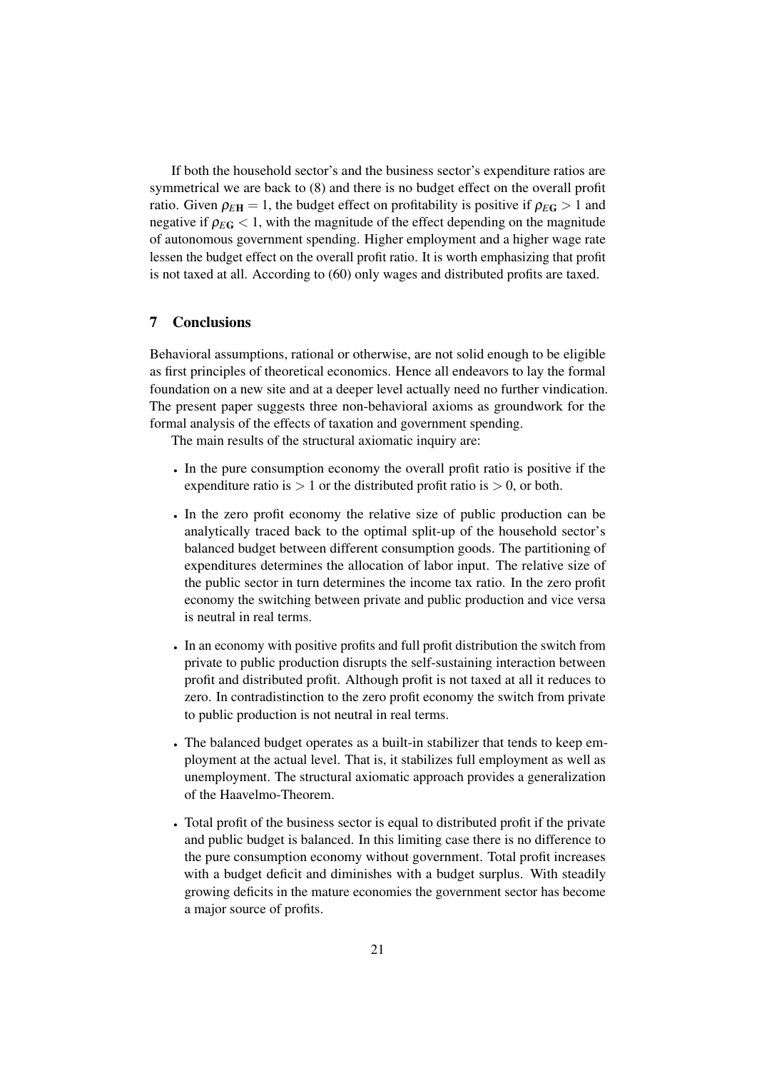If both the household sector's and the business sector's expenditure ratios are symmetrical we are back to (8) and there is no budget effect on the overall profit ratio. Given $\rho_{E\mathbf{H}} = 1$, the budget effect on profitability is positive if $\rho_{E\mathbf{G}} > 1$ and negative if $\rho_{E\mathbf{G}} < 1$, with the magnitude of the effect depending on the magnitude of autonomous government spending. Higher employment and a higher wage rate lessen the budget effect on the overall profit ratio. It is worth emphasizing that profit is not taxed at all. According to (60) only wages and distributed profits are taxed.

## 7 Conclusions

Behavioral assumptions, rational or otherwise, are not solid enough to be eligible as first principles of theoretical economics. Hence all endeavors to lay the formal foundation on a new site and at a deeper level actually need no further vindication. The present paper suggests three non-behavioral axioms as groundwork for the formal analysis of the effects of taxation and government spending.

The main results of the structural axiomatic inquiry are:

- In the pure consumption economy the overall profit ratio is positive if the expenditure ratio is $> 1$ or the distributed profit ratio is $> 0$, or both.
- In the zero profit economy the relative size of public production can be analytically traced back to the optimal split-up of the household sector's balanced budget between different consumption goods. The partitioning of expenditures determines the allocation of labor input. The relative size of the public sector in turn determines the income tax ratio. In the zero profit economy the switching between private and public production and vice versa is neutral in real terms.
- In an economy with positive profits and full profit distribution the switch from private to public production disrupts the self-sustaining interaction between profit and distributed profit. Although profit is not taxed at all it reduces to zero. In contradistinction to the zero profit economy the switch from private to public production is not neutral in real terms.
- The balanced budget operates as a built-in stabilizer that tends to keep employment at the actual level. That is, it stabilizes full employment as well as unemployment. The structural axiomatic approach provides a generalization of the Haavelmo-Theorem.
- Total profit of the business sector is equal to distributed profit if the private and public budget is balanced. In this limiting case there is no difference to the pure consumption economy without government. Total profit increases with a budget deficit and diminishes with a budget surplus. With steadily growing deficits in the mature economies the government sector has become a major source of profits.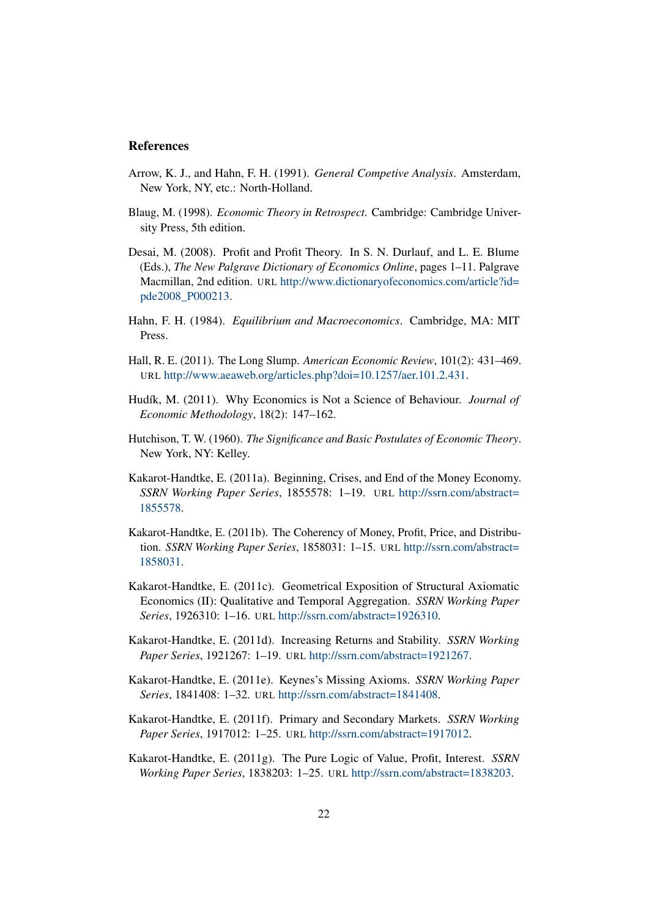## References

Arrow, K. J., and Hahn, F. H. (1991). *General Competive Analysis*. Amsterdam, New York, NY, etc.: North-Holland.

Blaug, M. (1998). *Economic Theory in Retrospect*. Cambridge: Cambridge University Press, 5th edition.

Desai, M. (2008). Profit and Profit Theory. In S. N. Durlauf, and L. E. Blume (Eds.), *The New Palgrave Dictionary of Economics Online*, pages 1–11. Palgrave Macmillan, 2nd edition. URL http://www.dictionaryofeconomics.com/article?id=pde2008_P000213.

Hahn, F. H. (1984). *Equilibrium and Macroeconomics*. Cambridge, MA: MIT Press.

Hall, R. E. (2011). The Long Slump. *American Economic Review*, 101(2): 431–469. URL http://www.aeaweb.org/articles.php?doi=10.1257/aer.101.2.431.

Hudík, M. (2011). Why Economics is Not a Science of Behaviour. *Journal of Economic Methodology*, 18(2): 147–162.

Hutchison, T. W. (1960). *The Significance and Basic Postulates of Economic Theory*. New York, NY: Kelley.

Kakarot-Handtke, E. (2011a). Beginning, Crises, and End of the Money Economy. *SSRN Working Paper Series*, 1855578: 1–19. URL http://ssrn.com/abstract=1855578.

Kakarot-Handtke, E. (2011b). The Coherency of Money, Profit, Price, and Distribution. *SSRN Working Paper Series*, 1858031: 1–15. URL http://ssrn.com/abstract=1858031.

Kakarot-Handtke, E. (2011c). Geometrical Exposition of Structural Axiomatic Economics (II): Qualitative and Temporal Aggregation. *SSRN Working Paper Series*, 1926310: 1–16. URL http://ssrn.com/abstract=1926310.

Kakarot-Handtke, E. (2011d). Increasing Returns and Stability. *SSRN Working Paper Series*, 1921267: 1–19. URL http://ssrn.com/abstract=1921267.

Kakarot-Handtke, E. (2011e). Keynes's Missing Axioms. *SSRN Working Paper Series*, 1841408: 1–32. URL http://ssrn.com/abstract=1841408.

Kakarot-Handtke, E. (2011f). Primary and Secondary Markets. *SSRN Working Paper Series*, 1917012: 1–25. URL http://ssrn.com/abstract=1917012.

Kakarot-Handtke, E. (2011g). The Pure Logic of Value, Profit, Interest. *SSRN Working Paper Series*, 1838203: 1–25. URL http://ssrn.com/abstract=1838203.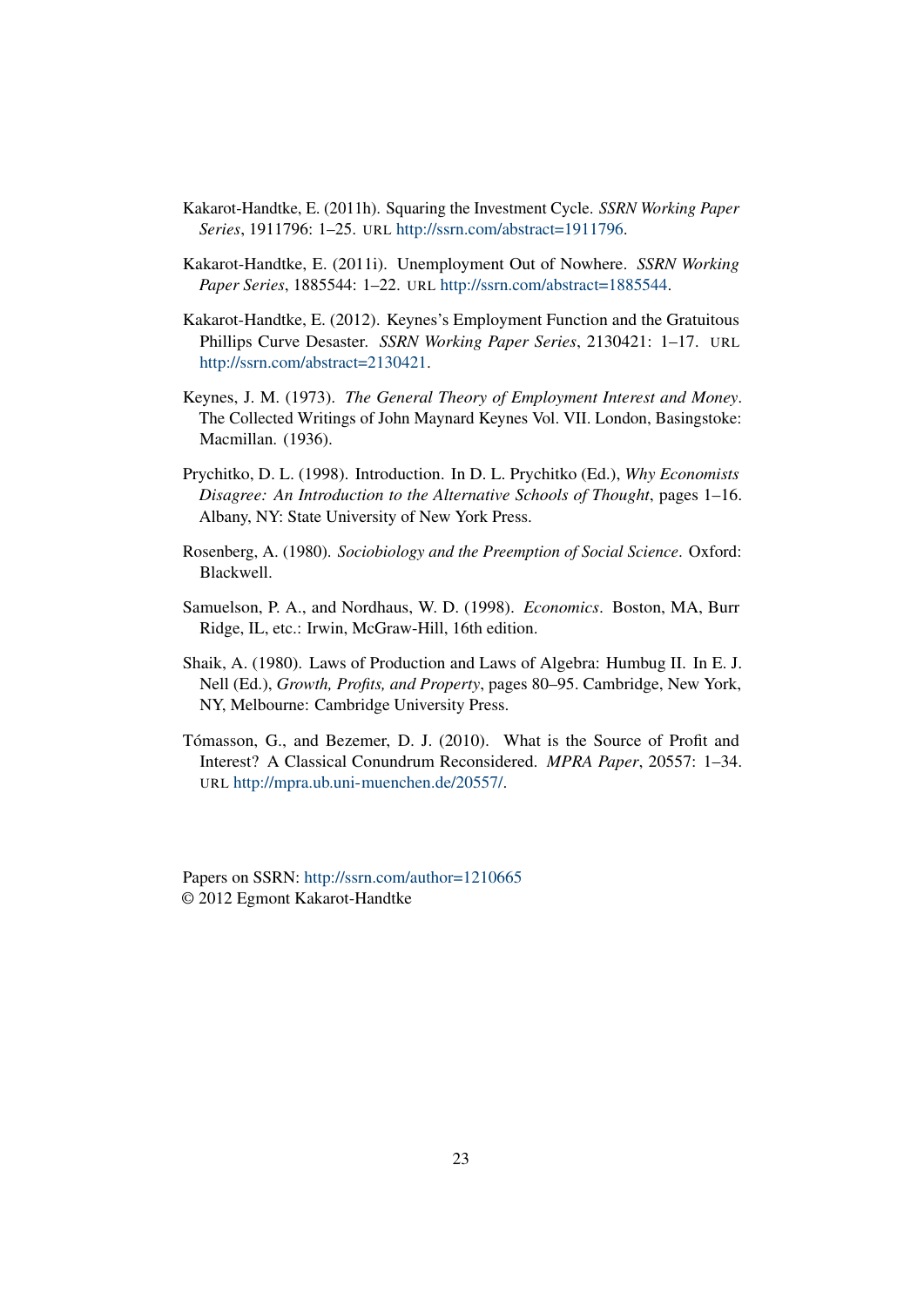Kakarot-Handtke, E. (2011h). Squaring the Investment Cycle. *SSRN Working Paper Series*, 1911796: 1–25. URL http://ssrn.com/abstract=1911796.

Kakarot-Handtke, E. (2011i). Unemployment Out of Nowhere. *SSRN Working Paper Series*, 1885544: 1–22. URL http://ssrn.com/abstract=1885544.

Kakarot-Handtke, E. (2012). Keynes's Employment Function and the Gratuitous Phillips Curve Desaster. *SSRN Working Paper Series*, 2130421: 1–17. URL http://ssrn.com/abstract=2130421.

Keynes, J. M. (1973). *The General Theory of Employment Interest and Money*. The Collected Writings of John Maynard Keynes Vol. VII. London, Basingstoke: Macmillan. (1936).

Prychitko, D. L. (1998). Introduction. In D. L. Prychitko (Ed.), *Why Economists Disagree: An Introduction to the Alternative Schools of Thought*, pages 1–16. Albany, NY: State University of New York Press.

Rosenberg, A. (1980). *Sociobiology and the Preemption of Social Science*. Oxford: Blackwell.

Samuelson, P. A., and Nordhaus, W. D. (1998). *Economics*. Boston, MA, Burr Ridge, IL, etc.: Irwin, McGraw-Hill, 16th edition.

Shaik, A. (1980). Laws of Production and Laws of Algebra: Humbug II. In E. J. Nell (Ed.), *Growth, Profits, and Property*, pages 80–95. Cambridge, New York, NY, Melbourne: Cambridge University Press.

Tómasson, G., and Bezemer, D. J. (2010). What is the Source of Profit and Interest? A Classical Conundrum Reconsidered. *MPRA Paper*, 20557: 1–34. URL http://mpra.ub.uni-muenchen.de/20557/.

Papers on SSRN: http://ssrn.com/author=1210665
© 2012 Egmont Kakarot-Handtke